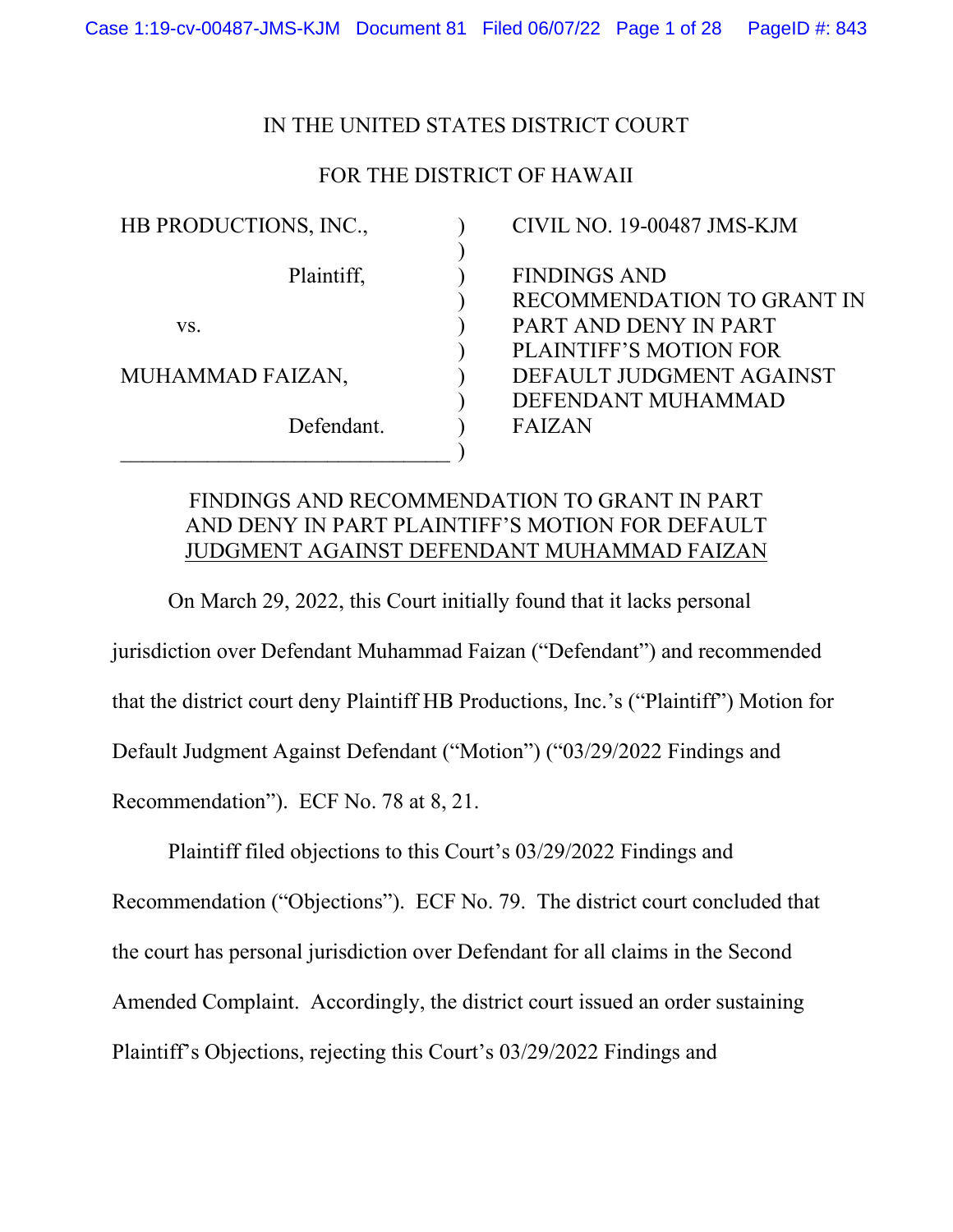IN THE UNITED STATES DISTRICT COURT

FOR THE DISTRICT OF HAWAII

| | | |
|---|---|---|
| HB PRODUCTIONS, INC., Plaintiff, vs. MUHAMMAD FAIZAN, Defendant. | ) | CIVIL NO. 19-00487 JMS-KJM FINDINGS AND RECOMMENDATION TO GRANT IN PART AND DENY IN PART PLAINTIFF'S MOTION FOR DEFAULT JUDGMENT AGAINST DEFENDANT MUHAMMAD FAIZAN |

## FINDINGS AND RECOMMENDATION TO GRANT IN PART AND DENY IN PART PLAINTIFF'S MOTION FOR DEFAULT JUDGMENT AGAINST DEFENDANT MUHAMMAD FAIZAN

On March 29, 2022, this Court initially found that it lacks personal jurisdiction over Defendant Muhammad Faizan ("Defendant") and recommended that the district court deny Plaintiff HB Productions, Inc.'s ("Plaintiff") Motion for Default Judgment Against Defendant ("Motion") ("03/29/2022 Findings and Recommendation"). ECF No. 78 at 8, 21.

Plaintiff filed objections to this Court's 03/29/2022 Findings and Recommendation ("Objections"). ECF No. 79. The district court concluded that the court has personal jurisdiction over Defendant for all claims in the Second Amended Complaint. Accordingly, the district court issued an order sustaining Plaintiff's Objections, rejecting this Court's 03/29/2022 Findings and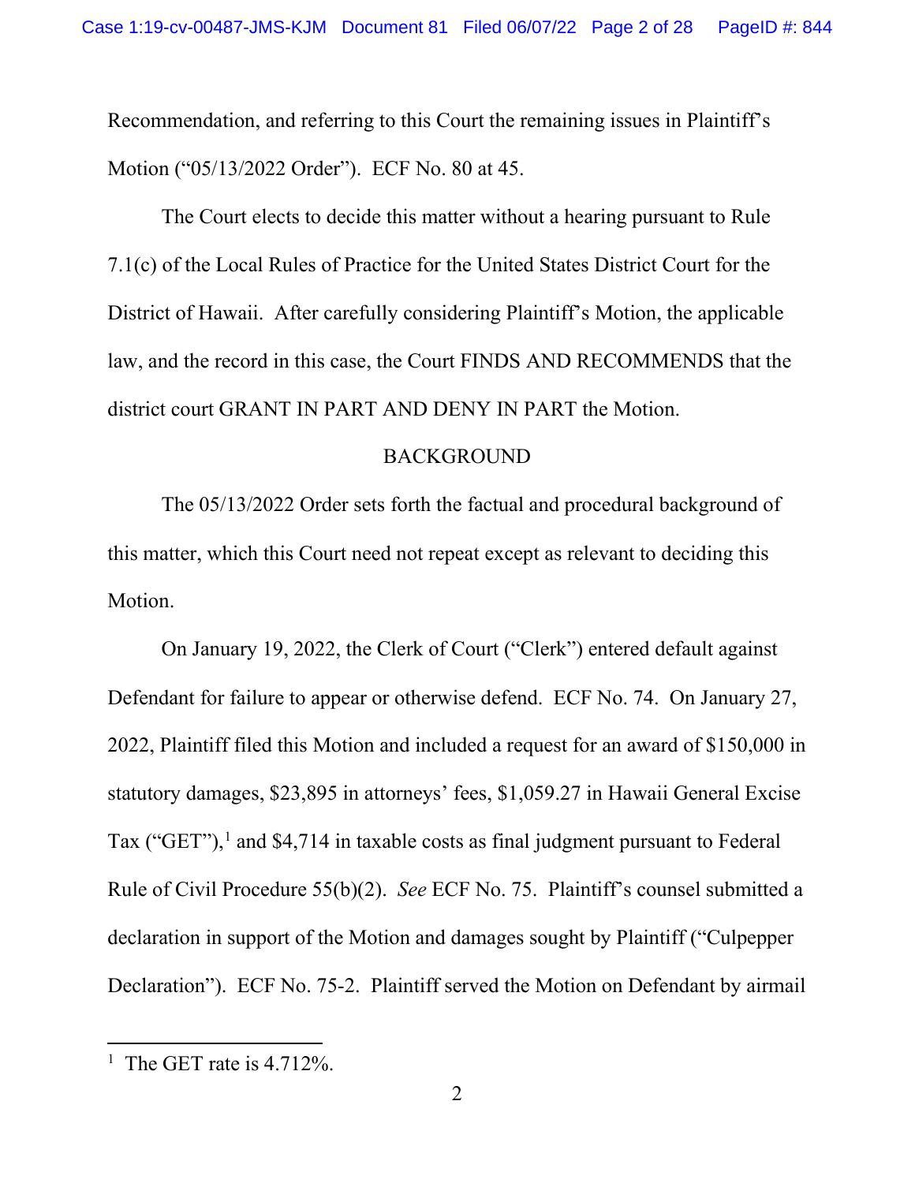Recommendation, and referring to this Court the remaining issues in Plaintiff's Motion ("05/13/2022 Order"). ECF No. 80 at 45.

The Court elects to decide this matter without a hearing pursuant to Rule 7.1(c) of the Local Rules of Practice for the United States District Court for the District of Hawaii. After carefully considering Plaintiff's Motion, the applicable law, and the record in this case, the Court FINDS AND RECOMMENDS that the district court GRANT IN PART AND DENY IN PART the Motion.

## BACKGROUND

The 05/13/2022 Order sets forth the factual and procedural background of this matter, which this Court need not repeat except as relevant to deciding this Motion.

On January 19, 2022, the Clerk of Court ("Clerk") entered default against Defendant for failure to appear or otherwise defend. ECF No. 74. On January 27, 2022, Plaintiff filed this Motion and included a request for an award of $150,000 in statutory damages, $23,895 in attorneys' fees, $1,059.27 in Hawaii General Excise Tax ("GET"),[1] and $4,714 in taxable costs as final judgment pursuant to Federal Rule of Civil Procedure 55(b)(2). *See* ECF No. 75. Plaintiff's counsel submitted a declaration in support of the Motion and damages sought by Plaintiff ("Culpepper Declaration"). ECF No. 75-2. Plaintiff served the Motion on Defendant by airmail

[1] The GET rate is 4.712%.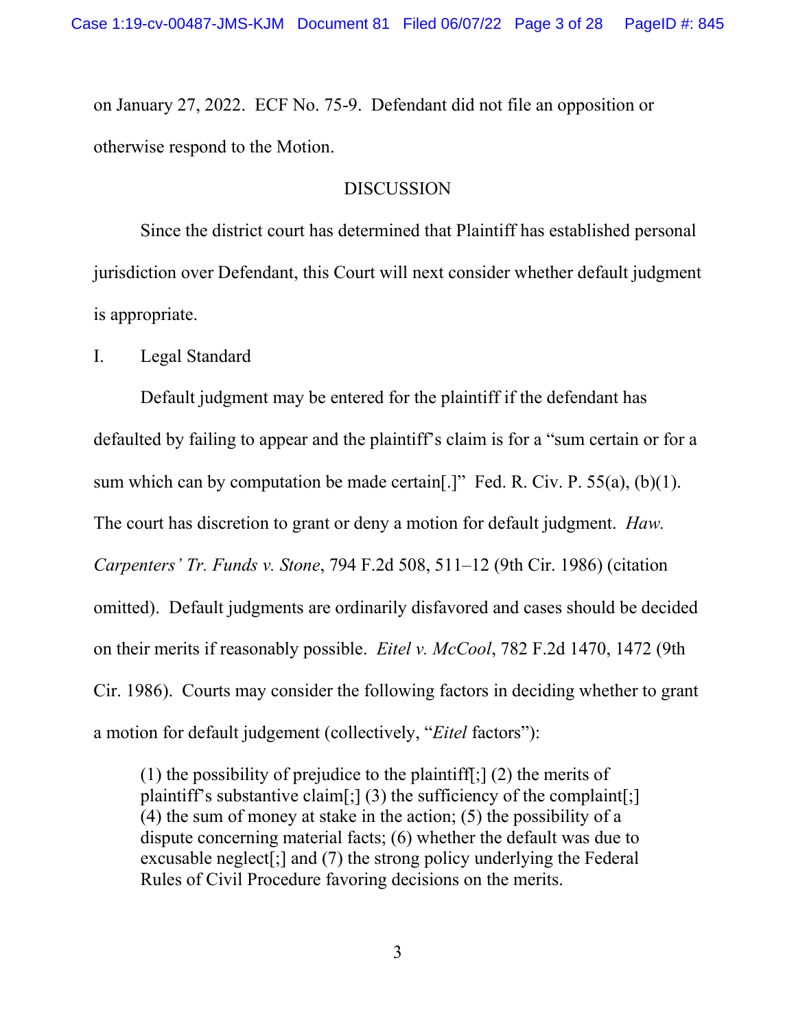on January 27, 2022. ECF No. 75-9. Defendant did not file an opposition or otherwise respond to the Motion.

## DISCUSSION

Since the district court has determined that Plaintiff has established personal jurisdiction over Defendant, this Court will next consider whether default judgment is appropriate.

### I. Legal Standard

Default judgment may be entered for the plaintiff if the defendant has defaulted by failing to appear and the plaintiff's claim is for a "sum certain or for a sum which can by computation be made certain[.]" Fed. R. Civ. P. 55(a), (b)(1). The court has discretion to grant or deny a motion for default judgment. *Haw. Carpenters' Tr. Funds v. Stone*, 794 F.2d 508, 511–12 (9th Cir. 1986) (citation omitted). Default judgments are ordinarily disfavored and cases should be decided on their merits if reasonably possible. *Eitel v. McCool*, 782 F.2d 1470, 1472 (9th Cir. 1986). Courts may consider the following factors in deciding whether to grant a motion for default judgement (collectively, "*Eitel* factors"):

> (1) the possibility of prejudice to the plaintiff[;] (2) the merits of plaintiff's substantive claim[;] (3) the sufficiency of the complaint[;] (4) the sum of money at stake in the action; (5) the possibility of a dispute concerning material facts; (6) whether the default was due to excusable neglect[;] and (7) the strong policy underlying the Federal Rules of Civil Procedure favoring decisions on the merits.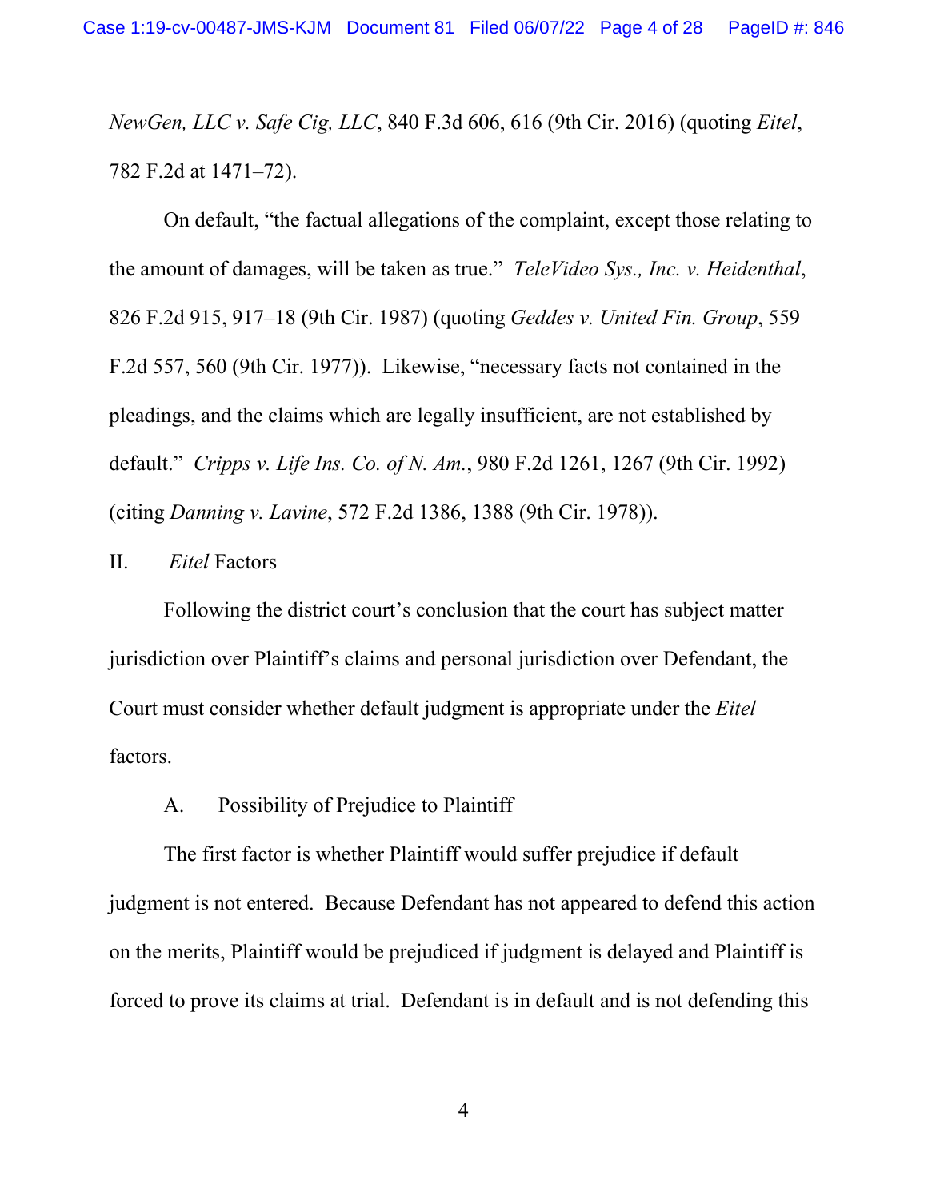*NewGen, LLC v. Safe Cig, LLC*, 840 F.3d 606, 616 (9th Cir. 2016) (quoting *Eitel*, 782 F.2d at 1471–72).

On default, "the factual allegations of the complaint, except those relating to the amount of damages, will be taken as true." *TeleVideo Sys., Inc. v. Heidenthal*, 826 F.2d 915, 917–18 (9th Cir. 1987) (quoting *Geddes v. United Fin. Group*, 559 F.2d 557, 560 (9th Cir. 1977)). Likewise, "necessary facts not contained in the pleadings, and the claims which are legally insufficient, are not established by default." *Cripps v. Life Ins. Co. of N. Am.*, 980 F.2d 1261, 1267 (9th Cir. 1992) (citing *Danning v. Lavine*, 572 F.2d 1386, 1388 (9th Cir. 1978)).

## II. *Eitel* Factors

Following the district court's conclusion that the court has subject matter jurisdiction over Plaintiff's claims and personal jurisdiction over Defendant, the Court must consider whether default judgment is appropriate under the *Eitel* factors.

### A. Possibility of Prejudice to Plaintiff

The first factor is whether Plaintiff would suffer prejudice if default judgment is not entered. Because Defendant has not appeared to defend this action on the merits, Plaintiff would be prejudiced if judgment is delayed and Plaintiff is forced to prove its claims at trial. Defendant is in default and is not defending this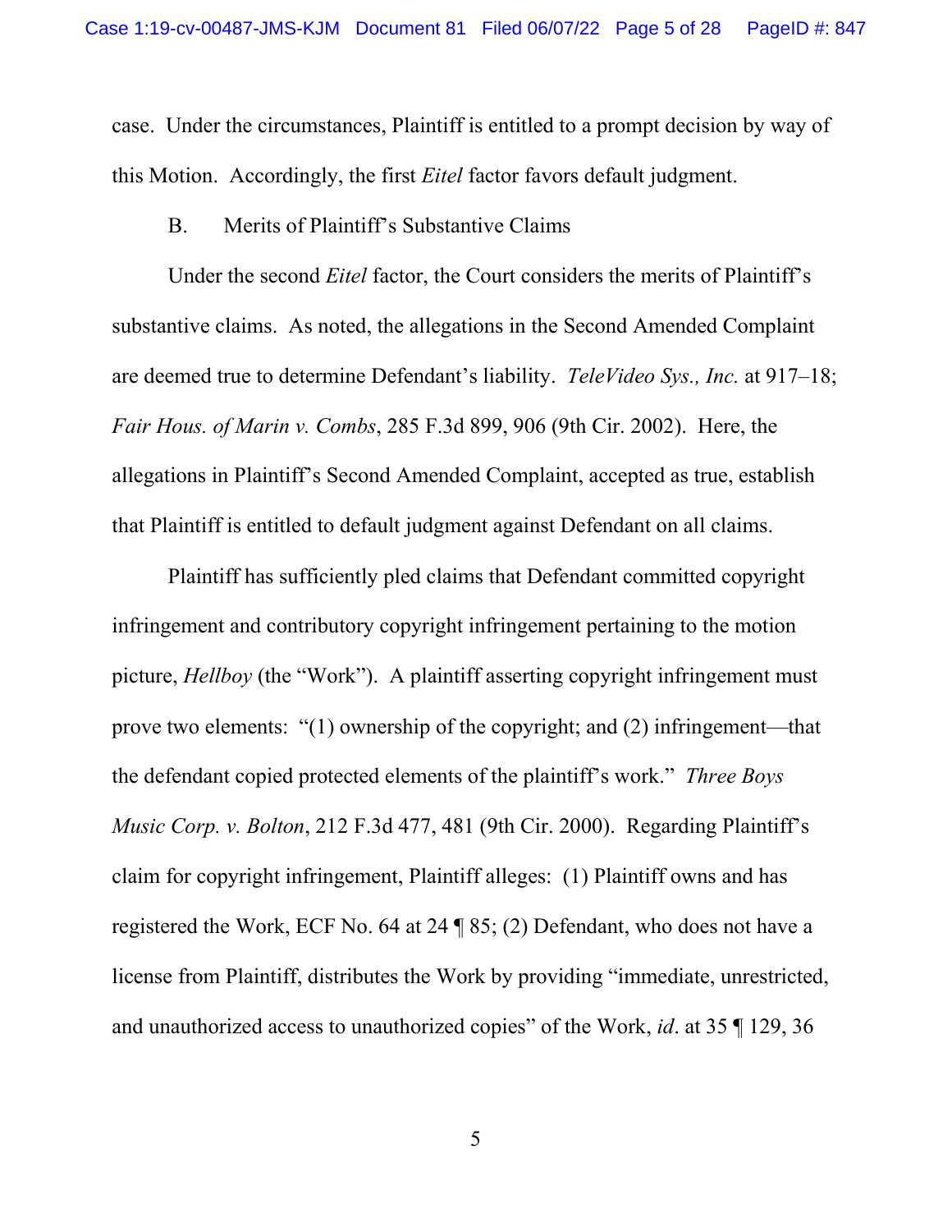case. Under the circumstances, Plaintiff is entitled to a prompt decision by way of this Motion. Accordingly, the first *Eitel* factor favors default judgment.

B. Merits of Plaintiff's Substantive Claims

Under the second *Eitel* factor, the Court considers the merits of Plaintiff's substantive claims. As noted, the allegations in the Second Amended Complaint are deemed true to determine Defendant's liability. *TeleVideo Sys., Inc.* at 917–18; *Fair Hous. of Marin v. Combs*, 285 F.3d 899, 906 (9th Cir. 2002). Here, the allegations in Plaintiff's Second Amended Complaint, accepted as true, establish that Plaintiff is entitled to default judgment against Defendant on all claims.

Plaintiff has sufficiently pled claims that Defendant committed copyright infringement and contributory copyright infringement pertaining to the motion picture, *Hellboy* (the "Work"). A plaintiff asserting copyright infringement must prove two elements: "(1) ownership of the copyright; and (2) infringement—that the defendant copied protected elements of the plaintiff's work." *Three Boys Music Corp. v. Bolton*, 212 F.3d 477, 481 (9th Cir. 2000). Regarding Plaintiff's claim for copyright infringement, Plaintiff alleges: (1) Plaintiff owns and has registered the Work, ECF No. 64 at 24 ¶ 85; (2) Defendant, who does not have a license from Plaintiff, distributes the Work by providing "immediate, unrestricted, and unauthorized access to unauthorized copies" of the Work, *id*. at 35 ¶ 129, 36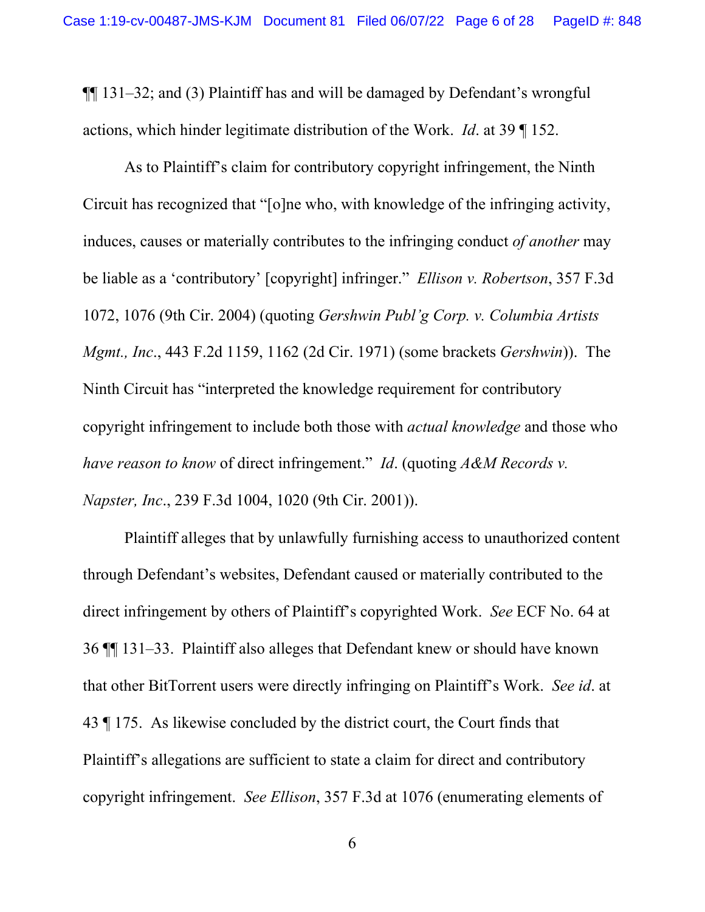¶¶ 131–32; and (3) Plaintiff has and will be damaged by Defendant's wrongful actions, which hinder legitimate distribution of the Work. *Id*. at 39 ¶ 152.

As to Plaintiff's claim for contributory copyright infringement, the Ninth Circuit has recognized that "[o]ne who, with knowledge of the infringing activity, induces, causes or materially contributes to the infringing conduct *of another* may be liable as a 'contributory' [copyright] infringer." *Ellison v. Robertson*, 357 F.3d 1072, 1076 (9th Cir. 2004) (quoting *Gershwin Publ'g Corp. v. Columbia Artists Mgmt., Inc*., 443 F.2d 1159, 1162 (2d Cir. 1971) (some brackets *Gershwin*)). The Ninth Circuit has "interpreted the knowledge requirement for contributory copyright infringement to include both those with *actual knowledge* and those who *have reason to know* of direct infringement." *Id*. (quoting *A&M Records v. Napster, Inc*., 239 F.3d 1004, 1020 (9th Cir. 2001)).

Plaintiff alleges that by unlawfully furnishing access to unauthorized content through Defendant's websites, Defendant caused or materially contributed to the direct infringement by others of Plaintiff's copyrighted Work. *See* ECF No. 64 at 36 ¶¶ 131–33. Plaintiff also alleges that Defendant knew or should have known that other BitTorrent users were directly infringing on Plaintiff's Work. *See id*. at 43 ¶ 175. As likewise concluded by the district court, the Court finds that Plaintiff's allegations are sufficient to state a claim for direct and contributory copyright infringement. *See Ellison*, 357 F.3d at 1076 (enumerating elements of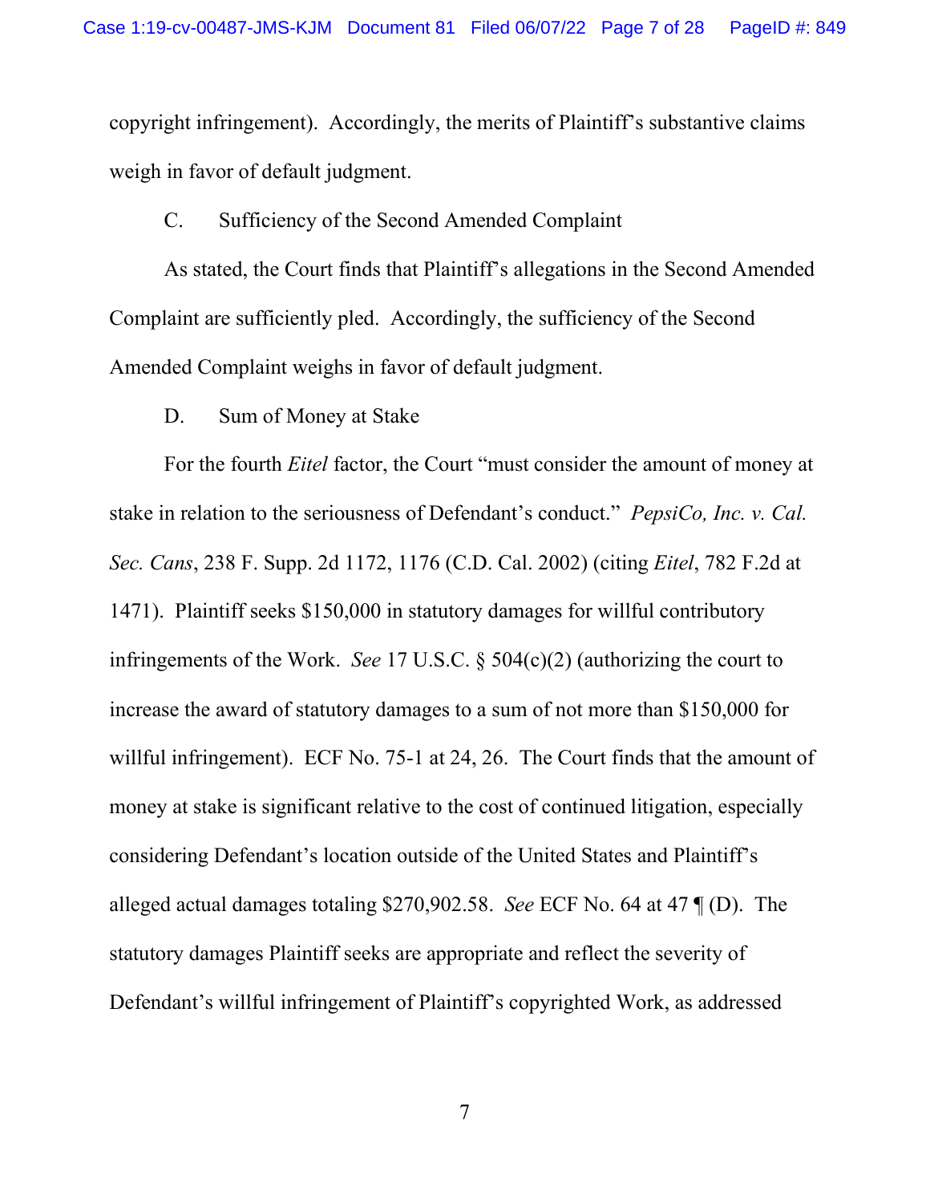copyright infringement). Accordingly, the merits of Plaintiff's substantive claims weigh in favor of default judgment.

C. Sufficiency of the Second Amended Complaint

As stated, the Court finds that Plaintiff's allegations in the Second Amended Complaint are sufficiently pled. Accordingly, the sufficiency of the Second Amended Complaint weighs in favor of default judgment.

D. Sum of Money at Stake

For the fourth *Eitel* factor, the Court "must consider the amount of money at stake in relation to the seriousness of Defendant's conduct." *PepsiCo, Inc. v. Cal. Sec. Cans*, 238 F. Supp. 2d 1172, 1176 (C.D. Cal. 2002) (citing *Eitel*, 782 F.2d at 1471). Plaintiff seeks $150,000 in statutory damages for willful contributory infringements of the Work. *See* 17 U.S.C. § 504(c)(2) (authorizing the court to increase the award of statutory damages to a sum of not more than $150,000 for willful infringement). ECF No. 75-1 at 24, 26. The Court finds that the amount of money at stake is significant relative to the cost of continued litigation, especially considering Defendant's location outside of the United States and Plaintiff's alleged actual damages totaling $270,902.58. *See* ECF No. 64 at 47 ¶ (D). The statutory damages Plaintiff seeks are appropriate and reflect the severity of Defendant's willful infringement of Plaintiff's copyrighted Work, as addressed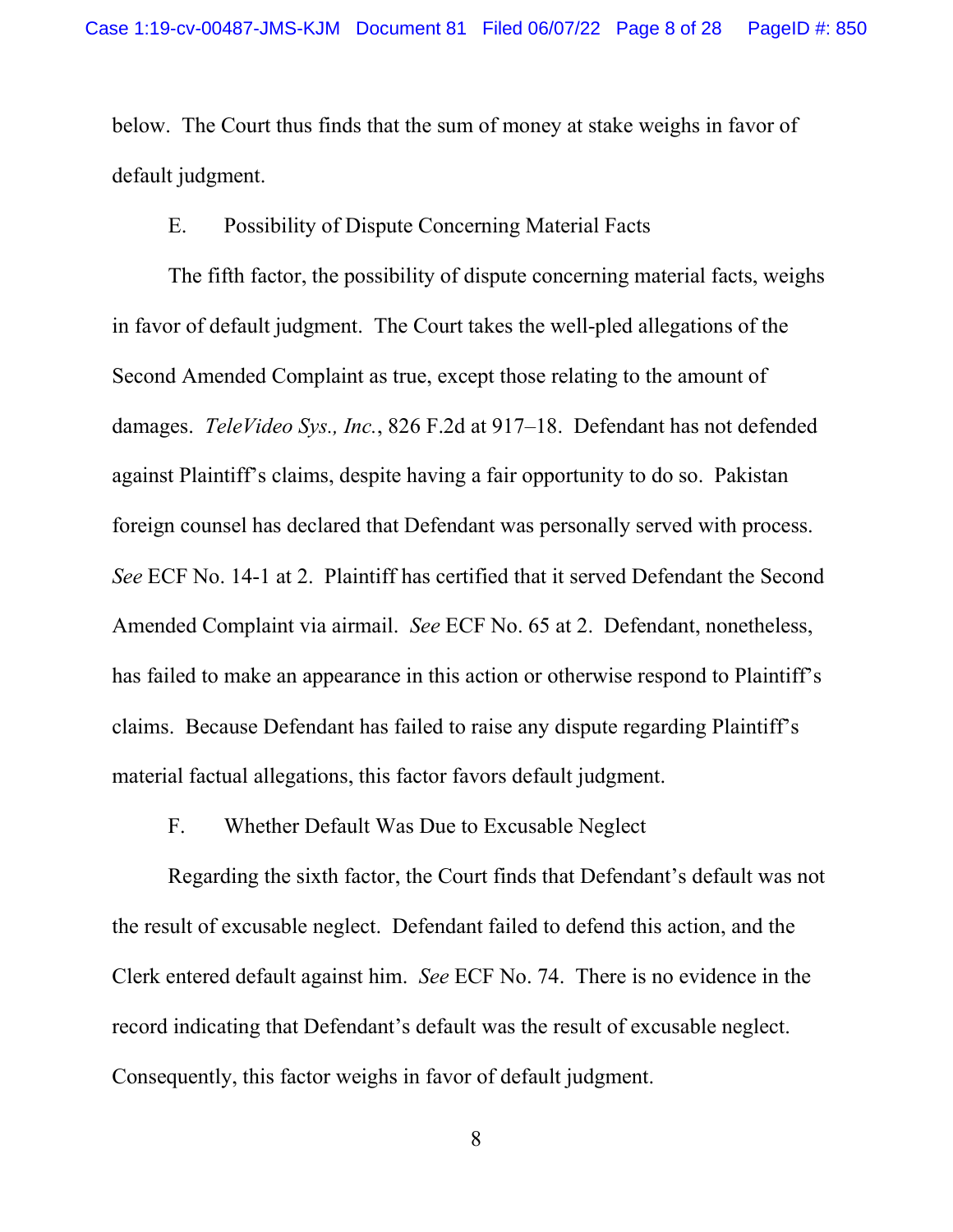below. The Court thus finds that the sum of money at stake weighs in favor of default judgment.

### E. Possibility of Dispute Concerning Material Facts

The fifth factor, the possibility of dispute concerning material facts, weighs in favor of default judgment. The Court takes the well-pled allegations of the Second Amended Complaint as true, except those relating to the amount of damages. *TeleVideo Sys., Inc.*, 826 F.2d at 917–18. Defendant has not defended against Plaintiff's claims, despite having a fair opportunity to do so. Pakistan foreign counsel has declared that Defendant was personally served with process. *See* ECF No. 14-1 at 2. Plaintiff has certified that it served Defendant the Second Amended Complaint via airmail. *See* ECF No. 65 at 2. Defendant, nonetheless, has failed to make an appearance in this action or otherwise respond to Plaintiff's claims. Because Defendant has failed to raise any dispute regarding Plaintiff's material factual allegations, this factor favors default judgment.

### F. Whether Default Was Due to Excusable Neglect

Regarding the sixth factor, the Court finds that Defendant's default was not the result of excusable neglect. Defendant failed to defend this action, and the Clerk entered default against him. *See* ECF No. 74. There is no evidence in the record indicating that Defendant's default was the result of excusable neglect. Consequently, this factor weighs in favor of default judgment.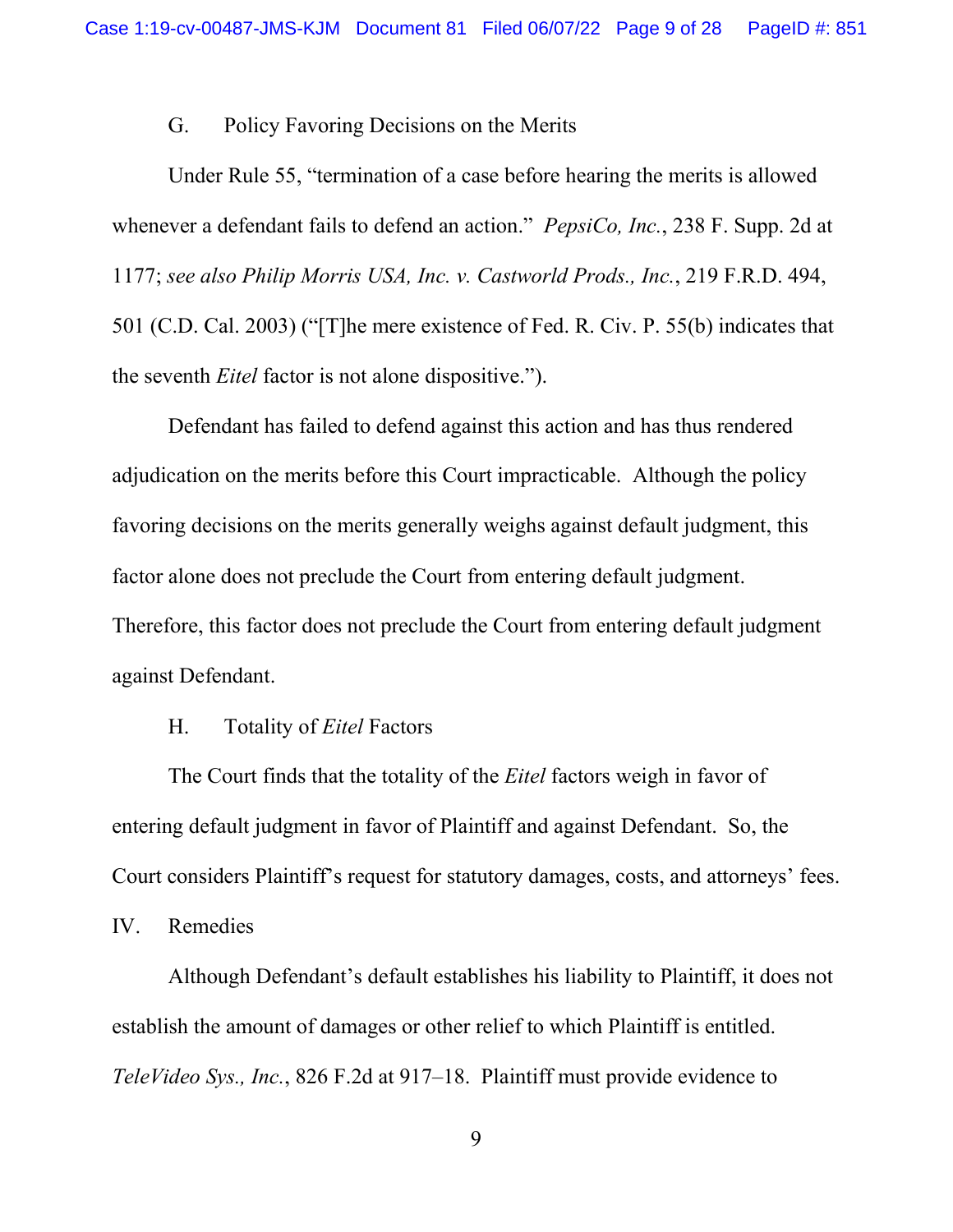G. Policy Favoring Decisions on the Merits

Under Rule 55, "termination of a case before hearing the merits is allowed whenever a defendant fails to defend an action." *PepsiCo, Inc.*, 238 F. Supp. 2d at 1177; *see also Philip Morris USA, Inc. v. Castworld Prods., Inc.*, 219 F.R.D. 494, 501 (C.D. Cal. 2003) ("[T]he mere existence of Fed. R. Civ. P. 55(b) indicates that the seventh *Eitel* factor is not alone dispositive.").

Defendant has failed to defend against this action and has thus rendered adjudication on the merits before this Court impracticable. Although the policy favoring decisions on the merits generally weighs against default judgment, this factor alone does not preclude the Court from entering default judgment. Therefore, this factor does not preclude the Court from entering default judgment against Defendant.

H. Totality of *Eitel* Factors

The Court finds that the totality of the *Eitel* factors weigh in favor of entering default judgment in favor of Plaintiff and against Defendant. So, the Court considers Plaintiff's request for statutory damages, costs, and attorneys' fees.

IV. Remedies

Although Defendant's default establishes his liability to Plaintiff, it does not establish the amount of damages or other relief to which Plaintiff is entitled. *TeleVideo Sys., Inc.*, 826 F.2d at 917–18. Plaintiff must provide evidence to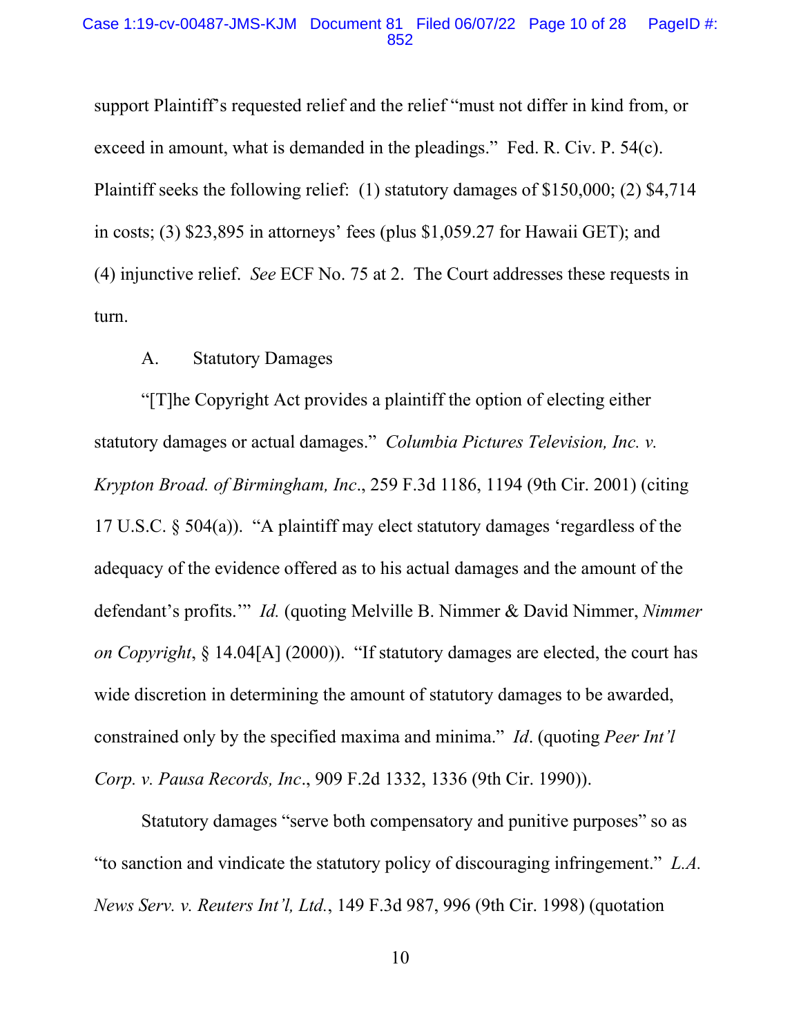support Plaintiff's requested relief and the relief "must not differ in kind from, or exceed in amount, what is demanded in the pleadings." Fed. R. Civ. P. 54(c). Plaintiff seeks the following relief: (1) statutory damages of $150,000; (2) $4,714 in costs; (3) $23,895 in attorneys' fees (plus $1,059.27 for Hawaii GET); and (4) injunctive relief. *See* ECF No. 75 at 2. The Court addresses these requests in turn.

A. Statutory Damages

"[T]he Copyright Act provides a plaintiff the option of electing either statutory damages or actual damages." *Columbia Pictures Television, Inc. v. Krypton Broad. of Birmingham, Inc*., 259 F.3d 1186, 1194 (9th Cir. 2001) (citing 17 U.S.C. § 504(a)). "A plaintiff may elect statutory damages 'regardless of the adequacy of the evidence offered as to his actual damages and the amount of the defendant's profits.'" *Id.* (quoting Melville B. Nimmer & David Nimmer, *Nimmer on Copyright*, § 14.04[A] (2000)). "If statutory damages are elected, the court has wide discretion in determining the amount of statutory damages to be awarded, constrained only by the specified maxima and minima." *Id*. (quoting *Peer Int'l Corp. v. Pausa Records, Inc*., 909 F.2d 1332, 1336 (9th Cir. 1990)).

Statutory damages "serve both compensatory and punitive purposes" so as "to sanction and vindicate the statutory policy of discouraging infringement." *L.A. News Serv. v. Reuters Int'l, Ltd.*, 149 F.3d 987, 996 (9th Cir. 1998) (quotation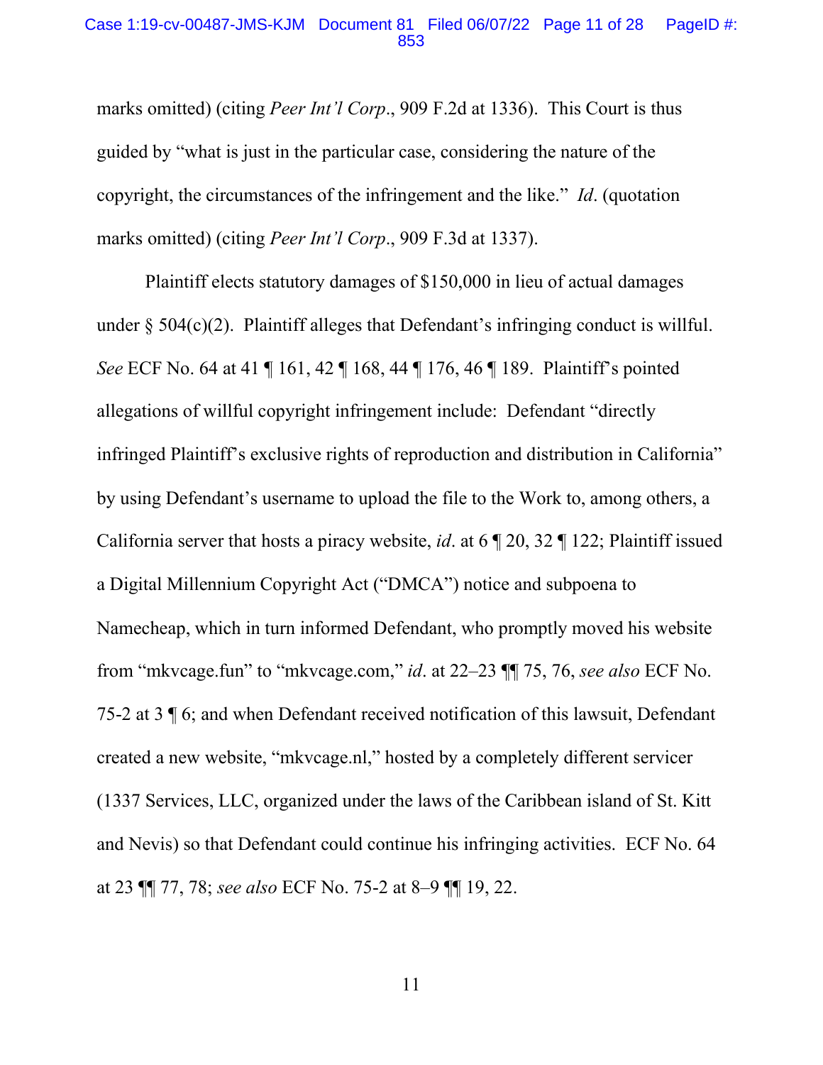marks omitted) (citing *Peer Int'l Corp*., 909 F.2d at 1336). This Court is thus guided by "what is just in the particular case, considering the nature of the copyright, the circumstances of the infringement and the like." *Id*. (quotation marks omitted) (citing *Peer Int'l Corp*., 909 F.3d at 1337).

Plaintiff elects statutory damages of $150,000 in lieu of actual damages under § 504(c)(2). Plaintiff alleges that Defendant's infringing conduct is willful. *See* ECF No. 64 at 41 ¶ 161, 42 ¶ 168, 44 ¶ 176, 46 ¶ 189. Plaintiff's pointed allegations of willful copyright infringement include: Defendant "directly infringed Plaintiff's exclusive rights of reproduction and distribution in California" by using Defendant's username to upload the file to the Work to, among others, a California server that hosts a piracy website, *id*. at 6 ¶ 20, 32 ¶ 122; Plaintiff issued a Digital Millennium Copyright Act ("DMCA") notice and subpoena to Namecheap, which in turn informed Defendant, who promptly moved his website from "mkvcage.fun" to "mkvcage.com," *id*. at 22–23 ¶¶ 75, 76, *see also* ECF No. 75-2 at 3 ¶ 6; and when Defendant received notification of this lawsuit, Defendant created a new website, "mkvcage.nl," hosted by a completely different servicer (1337 Services, LLC, organized under the laws of the Caribbean island of St. Kitt and Nevis) so that Defendant could continue his infringing activities. ECF No. 64 at 23 ¶¶ 77, 78; *see also* ECF No. 75-2 at 8–9 ¶¶ 19, 22.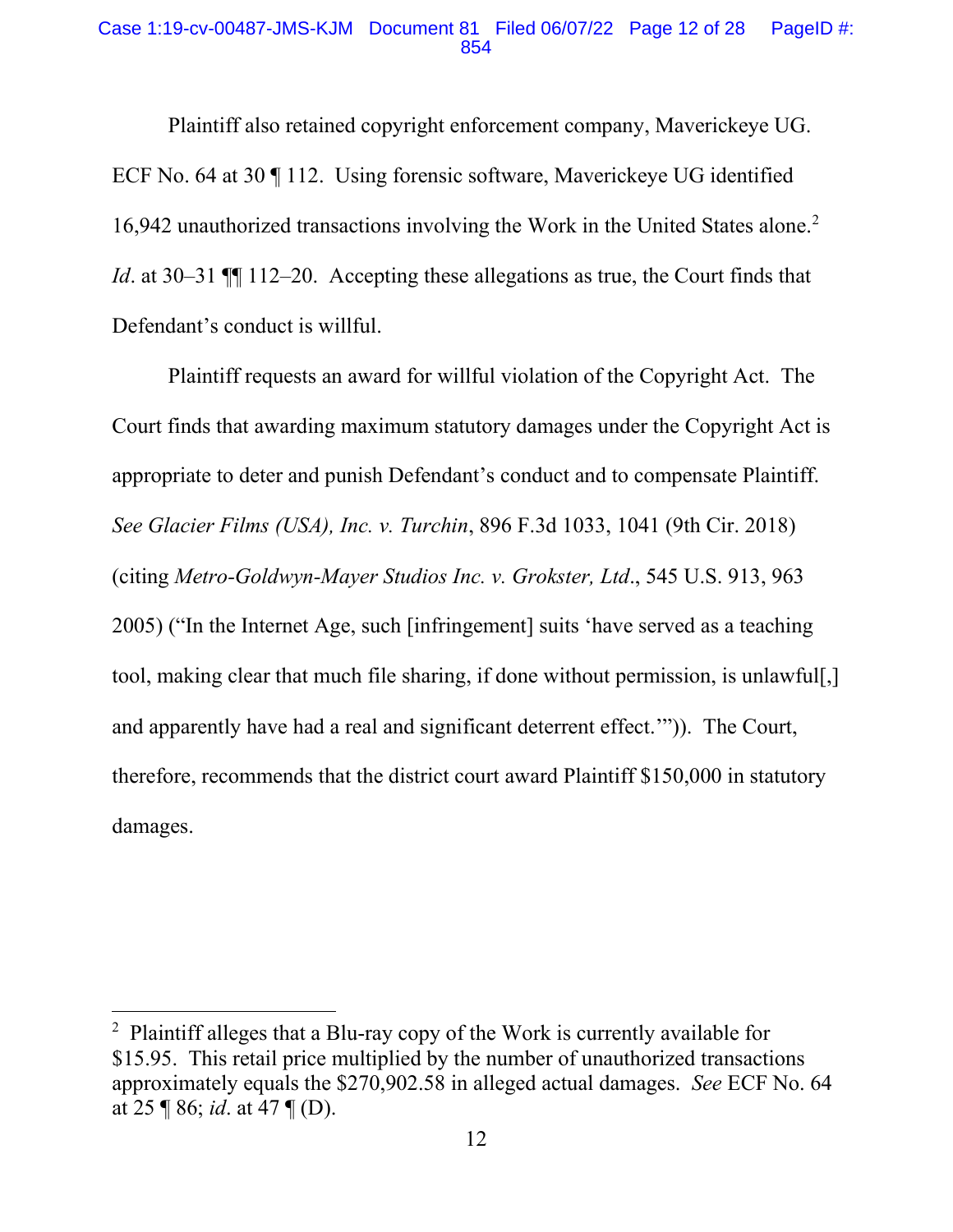Plaintiff also retained copyright enforcement company, Maverickeye UG. ECF No. 64 at 30 ¶ 112. Using forensic software, Maverickeye UG identified 16,942 unauthorized transactions involving the Work in the United States alone.[2] *Id*. at 30–31 ¶¶ 112–20. Accepting these allegations as true, the Court finds that Defendant's conduct is willful.

Plaintiff requests an award for willful violation of the Copyright Act. The Court finds that awarding maximum statutory damages under the Copyright Act is appropriate to deter and punish Defendant's conduct and to compensate Plaintiff. *See Glacier Films (USA), Inc. v. Turchin*, 896 F.3d 1033, 1041 (9th Cir. 2018) (citing *Metro-Goldwyn-Mayer Studios Inc. v. Grokster, Ltd*., 545 U.S. 913, 963 2005) ("In the Internet Age, such [infringement] suits 'have served as a teaching tool, making clear that much file sharing, if done without permission, is unlawful[,] and apparently have had a real and significant deterrent effect.'")). The Court, therefore, recommends that the district court award Plaintiff $150,000 in statutory damages.

---

[2] Plaintiff alleges that a Blu-ray copy of the Work is currently available for $15.95. This retail price multiplied by the number of unauthorized transactions approximately equals the $270,902.58 in alleged actual damages. *See* ECF No. 64 at 25 ¶ 86; *id*. at 47 ¶ (D).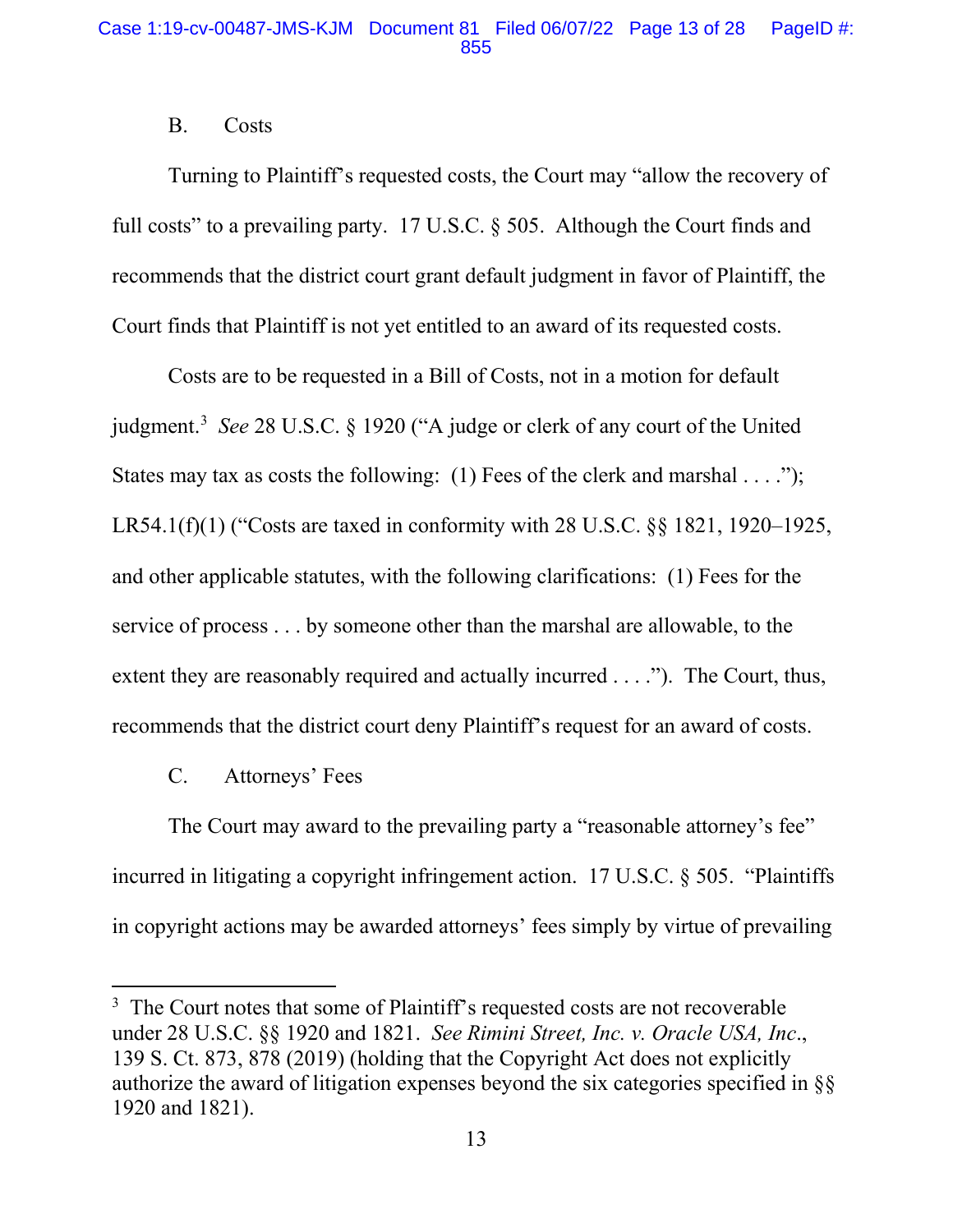### B. Costs

Turning to Plaintiff's requested costs, the Court may "allow the recovery of full costs" to a prevailing party. 17 U.S.C. § 505. Although the Court finds and recommends that the district court grant default judgment in favor of Plaintiff, the Court finds that Plaintiff is not yet entitled to an award of its requested costs.

Costs are to be requested in a Bill of Costs, not in a motion for default judgment.[3] *See* 28 U.S.C. § 1920 ("A judge or clerk of any court of the United States may tax as costs the following: (1) Fees of the clerk and marshal . . . ."); LR54.1(f)(1) ("Costs are taxed in conformity with 28 U.S.C. §§ 1821, 1920–1925, and other applicable statutes, with the following clarifications: (1) Fees for the service of process . . . by someone other than the marshal are allowable, to the extent they are reasonably required and actually incurred . . . ."). The Court, thus, recommends that the district court deny Plaintiff's request for an award of costs.

### C. Attorneys' Fees

The Court may award to the prevailing party a "reasonable attorney's fee" incurred in litigating a copyright infringement action. 17 U.S.C. § 505. "Plaintiffs in copyright actions may be awarded attorneys' fees simply by virtue of prevailing

---

[3] The Court notes that some of Plaintiff's requested costs are not recoverable under 28 U.S.C. §§ 1920 and 1821. *See Rimini Street, Inc. v. Oracle USA, Inc.*, 139 S. Ct. 873, 878 (2019) (holding that the Copyright Act does not explicitly authorize the award of litigation expenses beyond the six categories specified in §§ 1920 and 1821).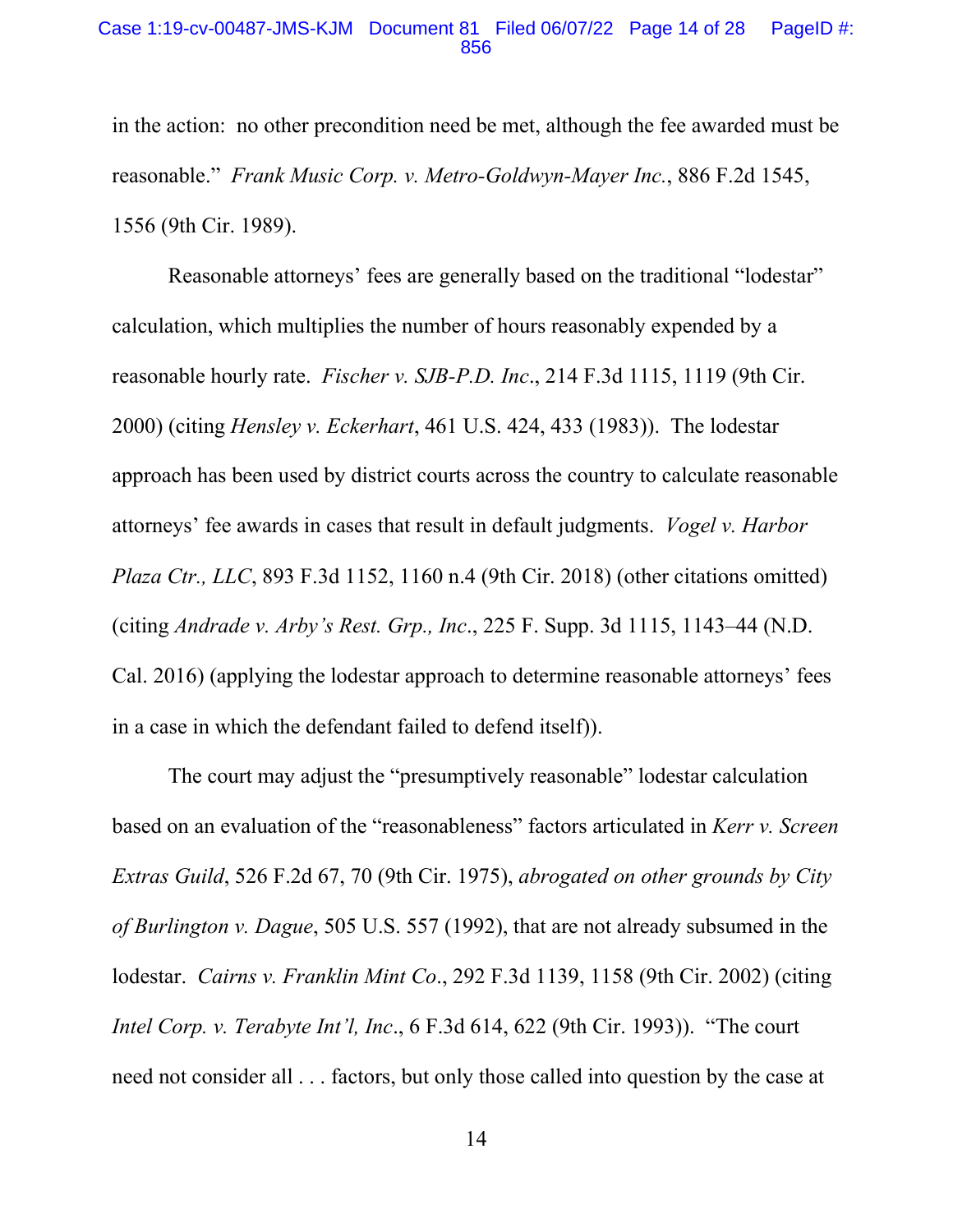in the action: no other precondition need be met, although the fee awarded must be reasonable." *Frank Music Corp. v. Metro-Goldwyn-Mayer Inc.*, 886 F.2d 1545, 1556 (9th Cir. 1989).

Reasonable attorneys' fees are generally based on the traditional "lodestar" calculation, which multiplies the number of hours reasonably expended by a reasonable hourly rate. *Fischer v. SJB-P.D. Inc.*, 214 F.3d 1115, 1119 (9th Cir. 2000) (citing *Hensley v. Eckerhart*, 461 U.S. 424, 433 (1983)). The lodestar approach has been used by district courts across the country to calculate reasonable attorneys' fee awards in cases that result in default judgments. *Vogel v. Harbor Plaza Ctr., LLC*, 893 F.3d 1152, 1160 n.4 (9th Cir. 2018) (other citations omitted) (citing *Andrade v. Arby's Rest. Grp., Inc.*, 225 F. Supp. 3d 1115, 1143–44 (N.D. Cal. 2016) (applying the lodestar approach to determine reasonable attorneys' fees in a case in which the defendant failed to defend itself)).

The court may adjust the "presumptively reasonable" lodestar calculation based on an evaluation of the "reasonableness" factors articulated in *Kerr v. Screen Extras Guild*, 526 F.2d 67, 70 (9th Cir. 1975), *abrogated on other grounds by City of Burlington v. Dague*, 505 U.S. 557 (1992), that are not already subsumed in the lodestar. *Cairns v. Franklin Mint Co.*, 292 F.3d 1139, 1158 (9th Cir. 2002) (citing *Intel Corp. v. Terabyte Int'l, Inc.*, 6 F.3d 614, 622 (9th Cir. 1993)). "The court need not consider all . . . factors, but only those called into question by the case at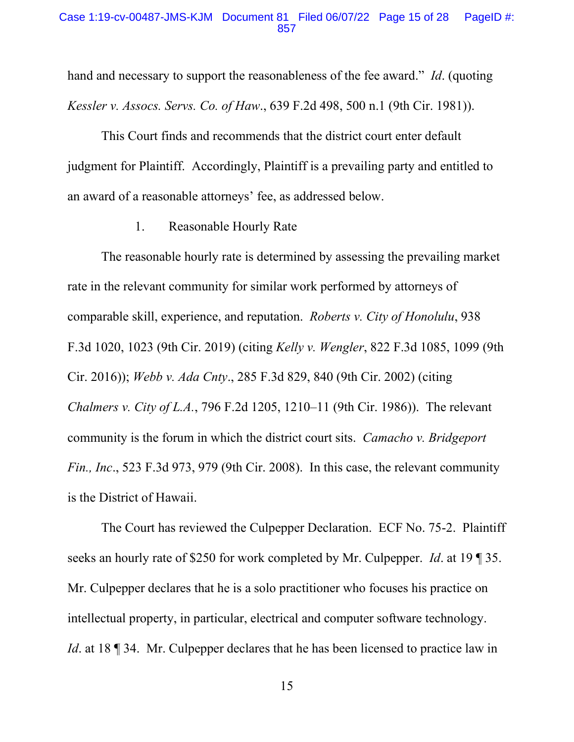hand and necessary to support the reasonableness of the fee award." *Id*. (quoting *Kessler v. Assocs. Servs. Co. of Haw*., 639 F.2d 498, 500 n.1 (9th Cir. 1981)).

This Court finds and recommends that the district court enter default judgment for Plaintiff. Accordingly, Plaintiff is a prevailing party and entitled to an award of a reasonable attorneys' fee, as addressed below.

1. Reasonable Hourly Rate

The reasonable hourly rate is determined by assessing the prevailing market rate in the relevant community for similar work performed by attorneys of comparable skill, experience, and reputation. *Roberts v. City of Honolulu*, 938 F.3d 1020, 1023 (9th Cir. 2019) (citing *Kelly v. Wengler*, 822 F.3d 1085, 1099 (9th Cir. 2016)); *Webb v. Ada Cnty*., 285 F.3d 829, 840 (9th Cir. 2002) (citing *Chalmers v. City of L.A.*, 796 F.2d 1205, 1210–11 (9th Cir. 1986)). The relevant community is the forum in which the district court sits. *Camacho v. Bridgeport Fin., Inc*., 523 F.3d 973, 979 (9th Cir. 2008). In this case, the relevant community is the District of Hawaii.

The Court has reviewed the Culpepper Declaration. ECF No. 75-2. Plaintiff seeks an hourly rate of $250 for work completed by Mr. Culpepper. *Id*. at 19 ¶ 35. Mr. Culpepper declares that he is a solo practitioner who focuses his practice on intellectual property, in particular, electrical and computer software technology. *Id*. at 18 ¶ 34. Mr. Culpepper declares that he has been licensed to practice law in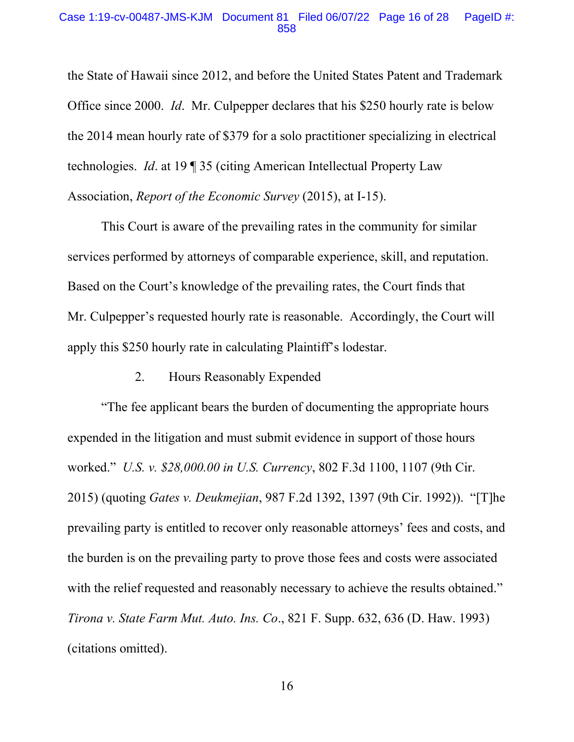the State of Hawaii since 2012, and before the United States Patent and Trademark Office since 2000. *Id*. Mr. Culpepper declares that his $250 hourly rate is below the 2014 mean hourly rate of $379 for a solo practitioner specializing in electrical technologies. *Id*. at 19 ¶ 35 (citing American Intellectual Property Law Association, *Report of the Economic Survey* (2015), at I-15).

This Court is aware of the prevailing rates in the community for similar services performed by attorneys of comparable experience, skill, and reputation. Based on the Court's knowledge of the prevailing rates, the Court finds that Mr. Culpepper's requested hourly rate is reasonable. Accordingly, the Court will apply this $250 hourly rate in calculating Plaintiff's lodestar.

2. Hours Reasonably Expended

"The fee applicant bears the burden of documenting the appropriate hours expended in the litigation and must submit evidence in support of those hours worked." *U.S. v. $28,000.00 in U.S. Currency*, 802 F.3d 1100, 1107 (9th Cir. 2015) (quoting *Gates v. Deukmejian*, 987 F.2d 1392, 1397 (9th Cir. 1992)). "[T]he prevailing party is entitled to recover only reasonable attorneys' fees and costs, and the burden is on the prevailing party to prove those fees and costs were associated with the relief requested and reasonably necessary to achieve the results obtained." *Tirona v. State Farm Mut. Auto. Ins. Co*., 821 F. Supp. 632, 636 (D. Haw. 1993) (citations omitted).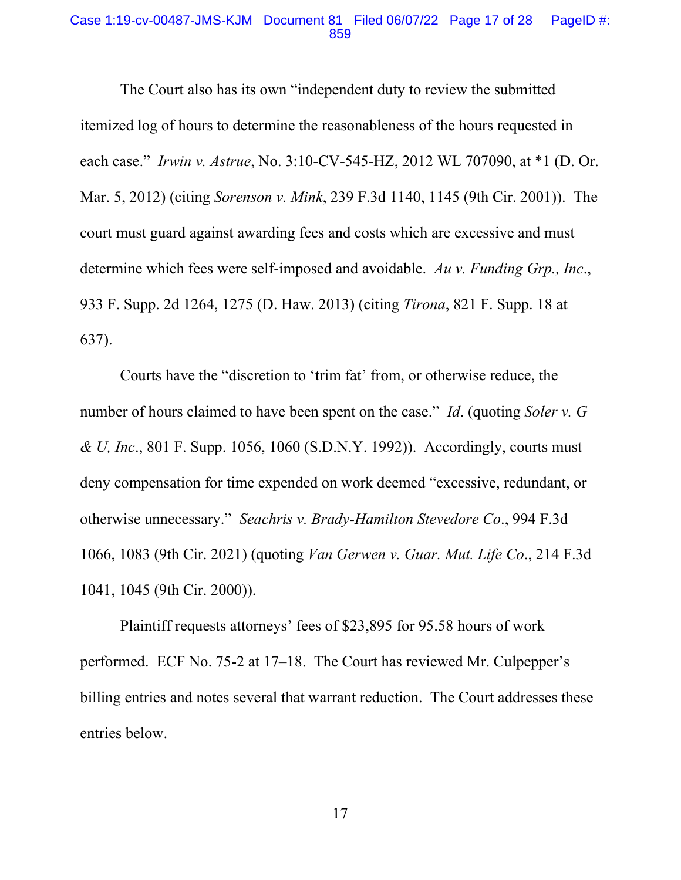The Court also has its own "independent duty to review the submitted itemized log of hours to determine the reasonableness of the hours requested in each case." *Irwin v. Astrue*, No. 3:10-CV-545-HZ, 2012 WL 707090, at *1 (D. Or. Mar. 5, 2012) (citing *Sorenson v. Mink*, 239 F.3d 1140, 1145 (9th Cir. 2001)). The court must guard against awarding fees and costs which are excessive and must determine which fees were self-imposed and avoidable. *Au v. Funding Grp., Inc.*, 933 F. Supp. 2d 1264, 1275 (D. Haw. 2013) (citing *Tirona*, 821 F. Supp. 18 at 637).

Courts have the "discretion to 'trim fat' from, or otherwise reduce, the number of hours claimed to have been spent on the case." *Id*. (quoting *Soler v. G & U, Inc*., 801 F. Supp. 1056, 1060 (S.D.N.Y. 1992)). Accordingly, courts must deny compensation for time expended on work deemed "excessive, redundant, or otherwise unnecessary." *Seachris v. Brady-Hamilton Stevedore Co*., 994 F.3d 1066, 1083 (9th Cir. 2021) (quoting *Van Gerwen v. Guar. Mut. Life Co*., 214 F.3d 1041, 1045 (9th Cir. 2000)).

Plaintiff requests attorneys' fees of $23,895 for 95.58 hours of work performed. ECF No. 75-2 at 17–18. The Court has reviewed Mr. Culpepper's billing entries and notes several that warrant reduction. The Court addresses these entries below.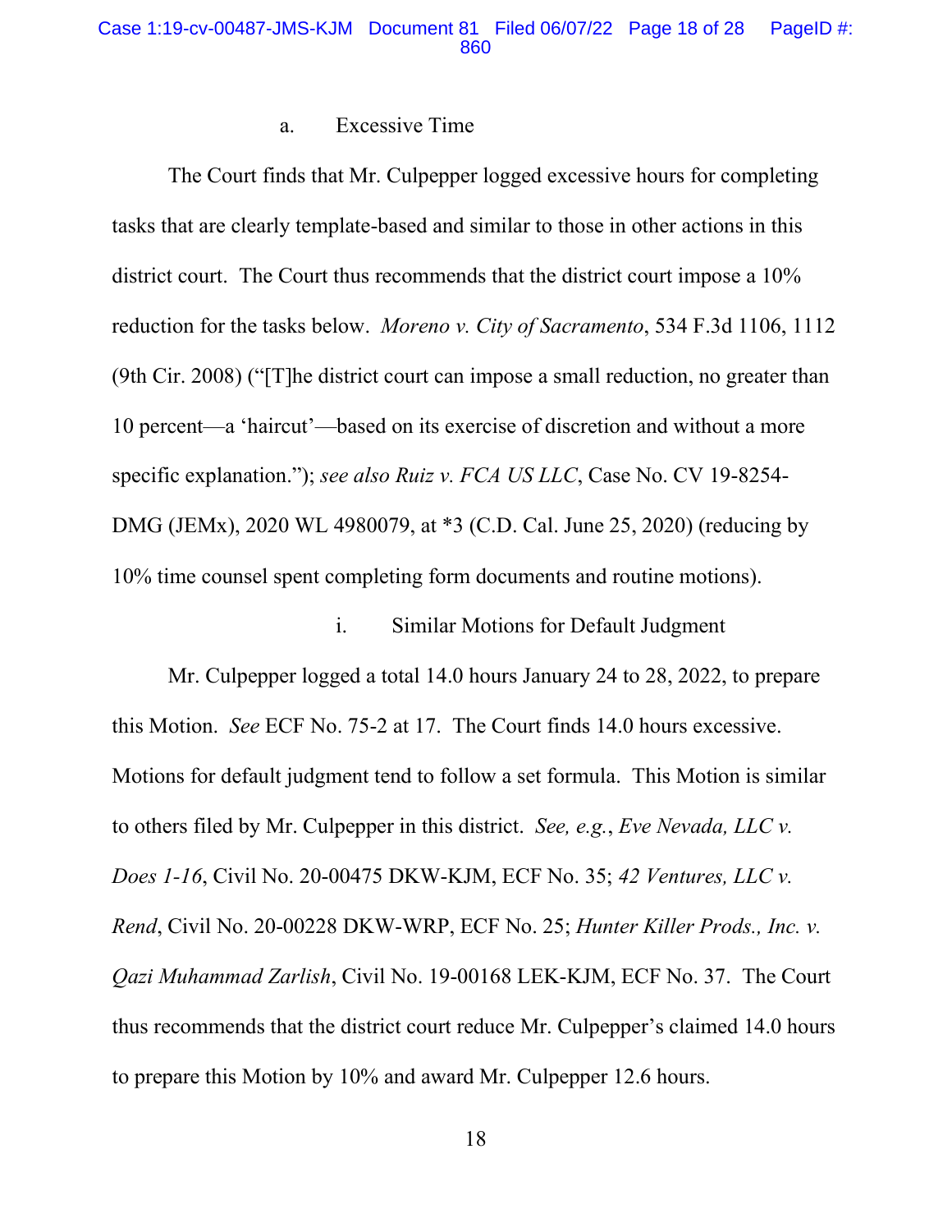a. Excessive Time

The Court finds that Mr. Culpepper logged excessive hours for completing tasks that are clearly template-based and similar to those in other actions in this district court. The Court thus recommends that the district court impose a 10% reduction for the tasks below. *Moreno v. City of Sacramento*, 534 F.3d 1106, 1112 (9th Cir. 2008) ("[T]he district court can impose a small reduction, no greater than 10 percent—a 'haircut'—based on its exercise of discretion and without a more specific explanation."); *see also Ruiz v. FCA US LLC*, Case No. CV 19-8254-DMG (JEMx), 2020 WL 4980079, at *3 (C.D. Cal. June 25, 2020) (reducing by 10% time counsel spent completing form documents and routine motions).

i. Similar Motions for Default Judgment

Mr. Culpepper logged a total 14.0 hours January 24 to 28, 2022, to prepare this Motion. *See* ECF No. 75-2 at 17. The Court finds 14.0 hours excessive. Motions for default judgment tend to follow a set formula. This Motion is similar to others filed by Mr. Culpepper in this district. *See, e.g.*, *Eve Nevada, LLC v. Does 1-16*, Civil No. 20-00475 DKW-KJM, ECF No. 35; *42 Ventures, LLC v. Rend*, Civil No. 20-00228 DKW-WRP, ECF No. 25; *Hunter Killer Prods., Inc. v. Qazi Muhammad Zarlish*, Civil No. 19-00168 LEK-KJM, ECF No. 37. The Court thus recommends that the district court reduce Mr. Culpepper's claimed 14.0 hours to prepare this Motion by 10% and award Mr. Culpepper 12.6 hours.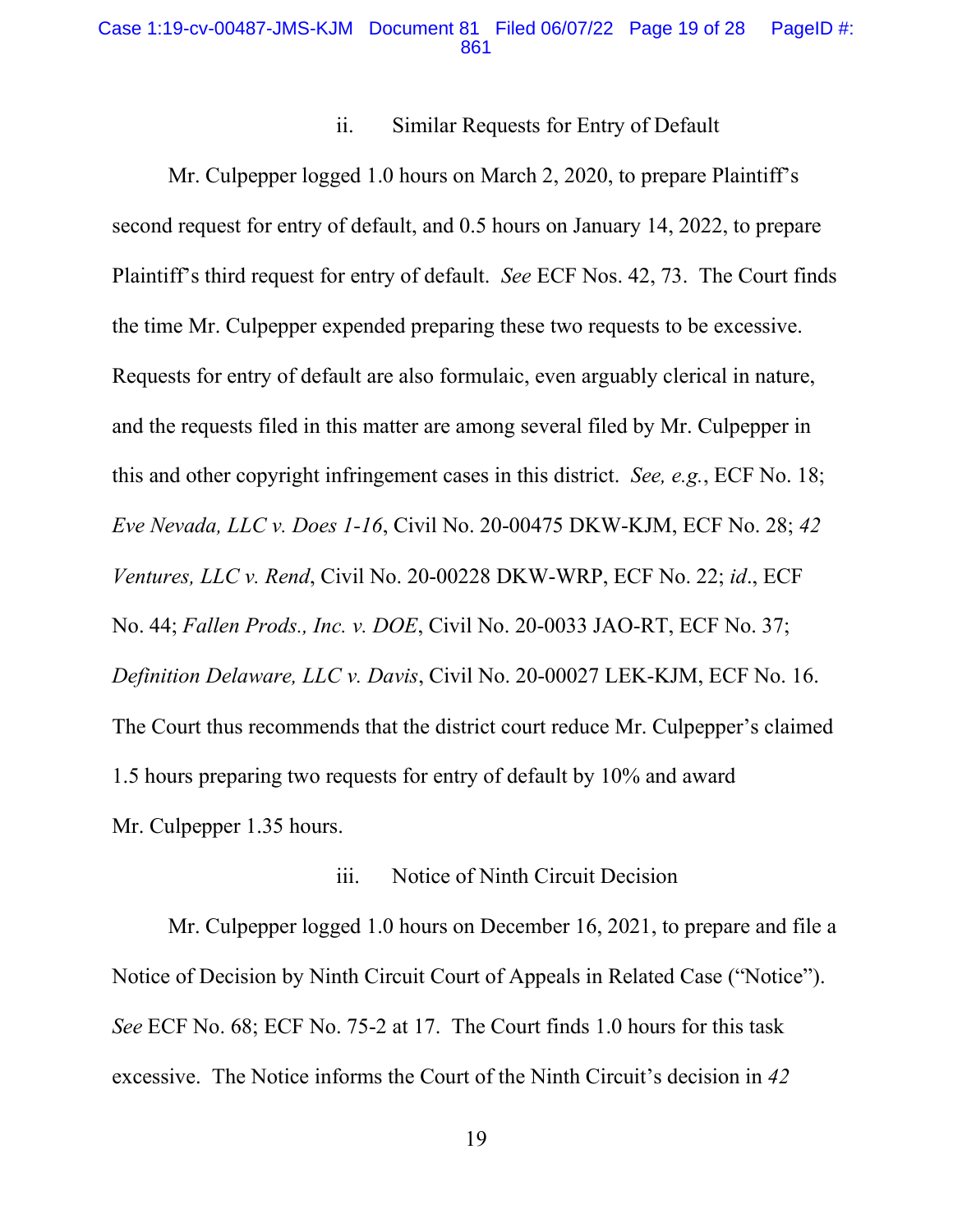### ii. Similar Requests for Entry of Default

Mr. Culpepper logged 1.0 hours on March 2, 2020, to prepare Plaintiff's second request for entry of default, and 0.5 hours on January 14, 2022, to prepare Plaintiff's third request for entry of default. *See* ECF Nos. 42, 73. The Court finds the time Mr. Culpepper expended preparing these two requests to be excessive. Requests for entry of default are also formulaic, even arguably clerical in nature, and the requests filed in this matter are among several filed by Mr. Culpepper in this and other copyright infringement cases in this district. *See, e.g.*, ECF No. 18; *Eve Nevada, LLC v. Does 1-16*, Civil No. 20-00475 DKW-KJM, ECF No. 28; *42 Ventures, LLC v. Rend*, Civil No. 20-00228 DKW-WRP, ECF No. 22; *id*., ECF No. 44; *Fallen Prods., Inc. v. DOE*, Civil No. 20-0033 JAO-RT, ECF No. 37; *Definition Delaware, LLC v. Davis*, Civil No. 20-00027 LEK-KJM, ECF No. 16. The Court thus recommends that the district court reduce Mr. Culpepper's claimed 1.5 hours preparing two requests for entry of default by 10% and award Mr. Culpepper 1.35 hours.

### iii. Notice of Ninth Circuit Decision

Mr. Culpepper logged 1.0 hours on December 16, 2021, to prepare and file a Notice of Decision by Ninth Circuit Court of Appeals in Related Case ("Notice"). *See* ECF No. 68; ECF No. 75-2 at 17. The Court finds 1.0 hours for this task excessive. The Notice informs the Court of the Ninth Circuit's decision in *42*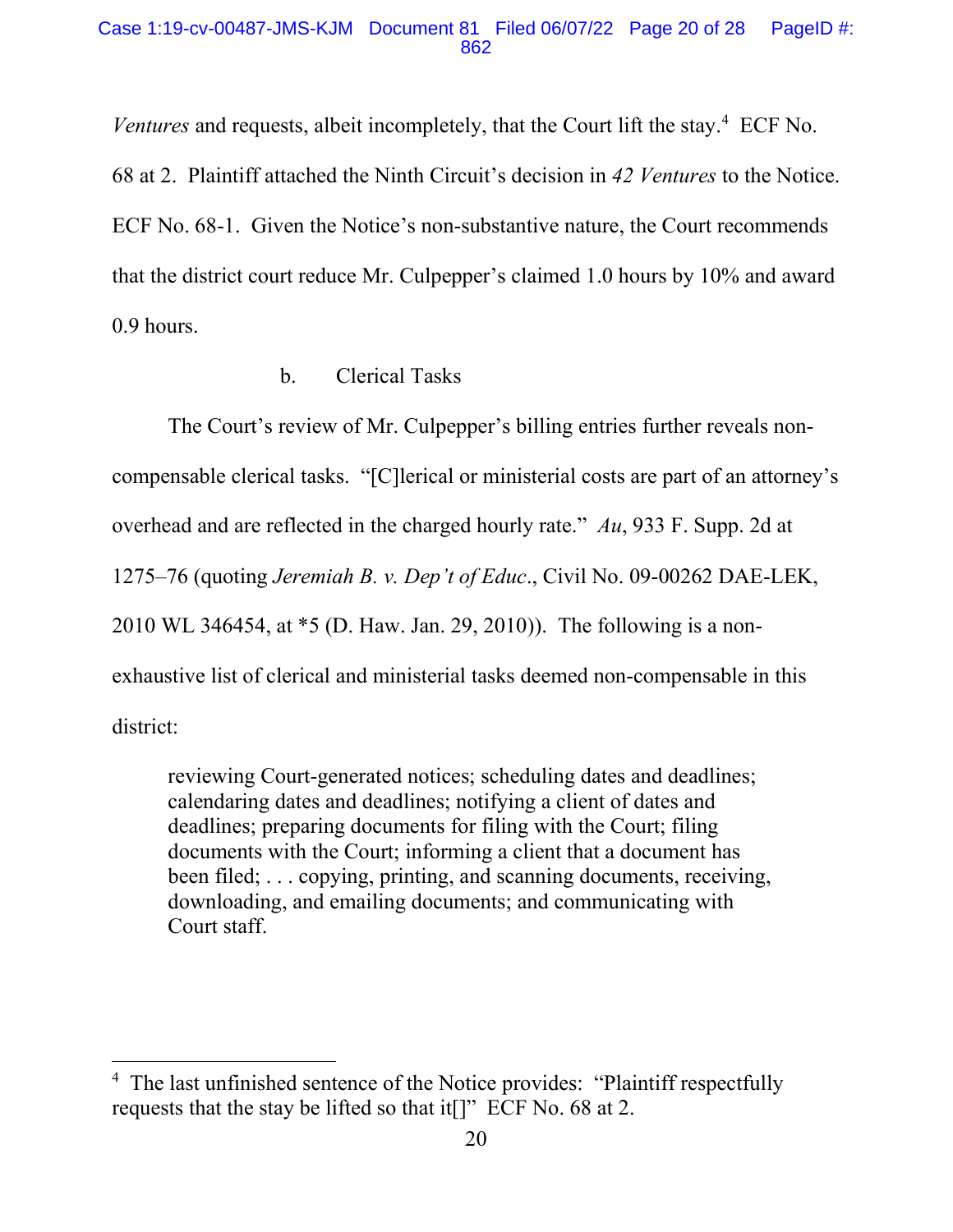*Ventures* and requests, albeit incompletely, that the Court lift the stay.[4] ECF No. 68 at 2. Plaintiff attached the Ninth Circuit's decision in *42 Ventures* to the Notice. ECF No. 68-1. Given the Notice's non-substantive nature, the Court recommends that the district court reduce Mr. Culpepper's claimed 1.0 hours by 10% and award 0.9 hours.

b. Clerical Tasks

The Court's review of Mr. Culpepper's billing entries further reveals non-compensable clerical tasks. "[C]lerical or ministerial costs are part of an attorney's overhead and are reflected in the charged hourly rate." *Au*, 933 F. Supp. 2d at 1275–76 (quoting *Jeremiah B. v. Dep't of Educ*., Civil No. 09-00262 DAE-LEK, 2010 WL 346454, at *5 (D. Haw. Jan. 29, 2010)). The following is a non-exhaustive list of clerical and ministerial tasks deemed non-compensable in this district:

> reviewing Court-generated notices; scheduling dates and deadlines; calendaring dates and deadlines; notifying a client of dates and deadlines; preparing documents for filing with the Court; filing documents with the Court; informing a client that a document has been filed; . . . copying, printing, and scanning documents, receiving, downloading, and emailing documents; and communicating with Court staff.

[4] The last unfinished sentence of the Notice provides: "Plaintiff respectfully requests that the stay be lifted so that it[]" ECF No. 68 at 2.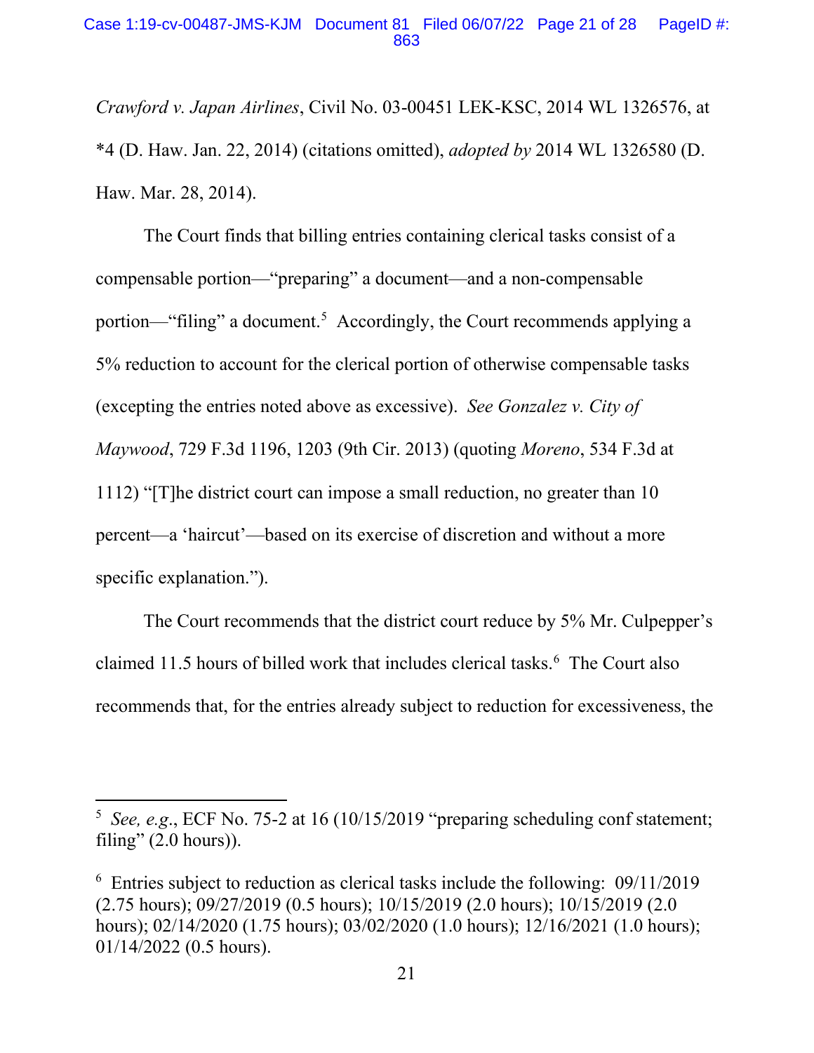*Crawford v. Japan Airlines*, Civil No. 03-00451 LEK-KSC, 2014 WL 1326576, at *4 (D. Haw. Jan. 22, 2014) (citations omitted), *adopted by* 2014 WL 1326580 (D. Haw. Mar. 28, 2014).

The Court finds that billing entries containing clerical tasks consist of a compensable portion—"preparing" a document—and a non-compensable portion—"filing" a document.[5] Accordingly, the Court recommends applying a 5% reduction to account for the clerical portion of otherwise compensable tasks (excepting the entries noted above as excessive). *See Gonzalez v. City of Maywood*, 729 F.3d 1196, 1203 (9th Cir. 2013) (quoting *Moreno*, 534 F.3d at 1112) "[T]he district court can impose a small reduction, no greater than 10 percent—a 'haircut'—based on its exercise of discretion and without a more specific explanation.").

The Court recommends that the district court reduce by 5% Mr. Culpepper's claimed 11.5 hours of billed work that includes clerical tasks.[6] The Court also recommends that, for the entries already subject to reduction for excessiveness, the

---

[5] *See, e.g.*, ECF No. 75-2 at 16 (10/15/2019 "preparing scheduling conf statement; filing" (2.0 hours)).

[6] Entries subject to reduction as clerical tasks include the following: 09/11/2019 (2.75 hours); 09/27/2019 (0.5 hours); 10/15/2019 (2.0 hours); 10/15/2019 (2.0 hours); 02/14/2020 (1.75 hours); 03/02/2020 (1.0 hours); 12/16/2021 (1.0 hours); 01/14/2022 (0.5 hours).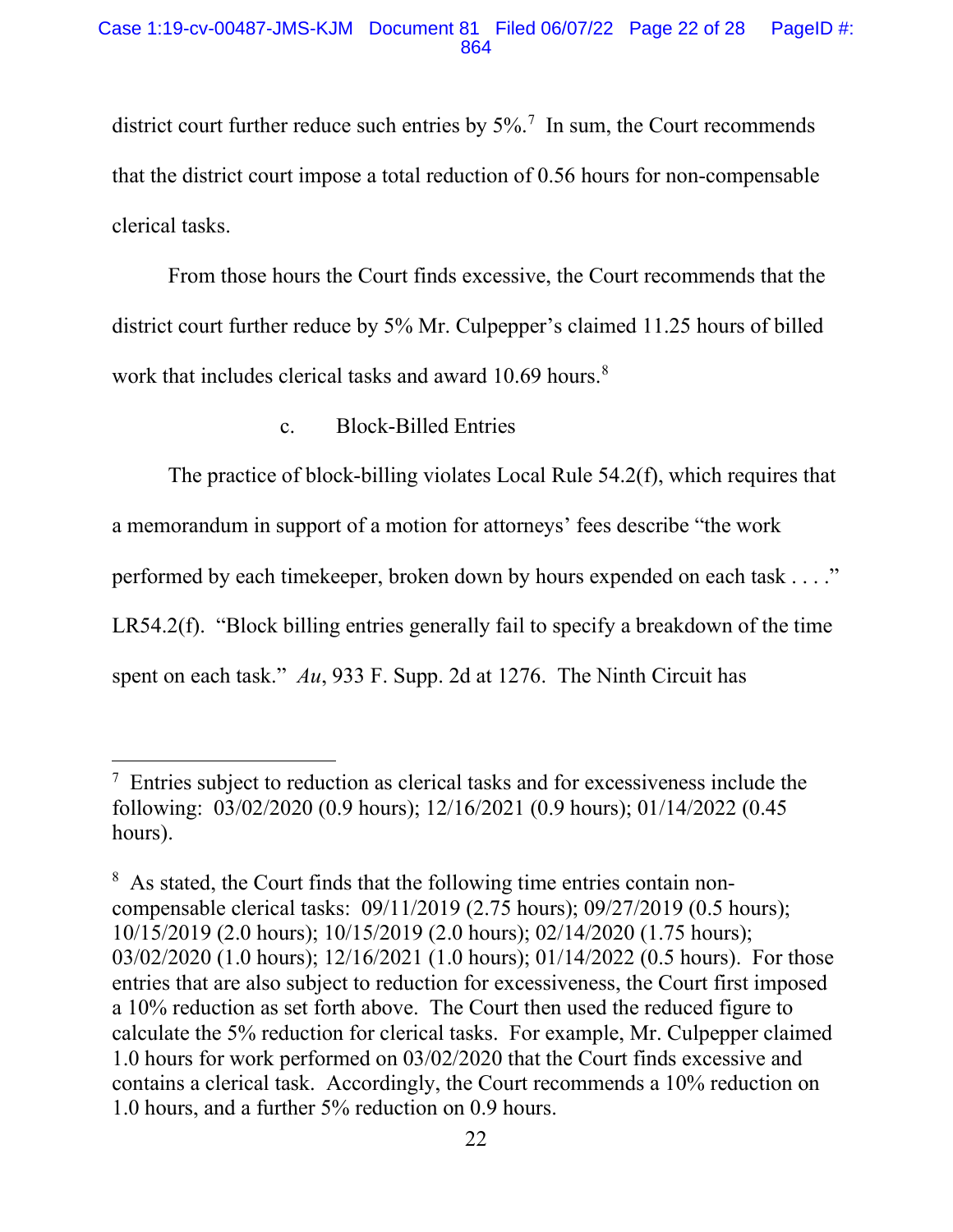district court further reduce such entries by 5%.[7] In sum, the Court recommends that the district court impose a total reduction of 0.56 hours for non-compensable clerical tasks.

From those hours the Court finds excessive, the Court recommends that the district court further reduce by 5% Mr. Culpepper's claimed 11.25 hours of billed work that includes clerical tasks and award 10.69 hours.[8]

c. Block-Billed Entries

The practice of block-billing violates Local Rule 54.2(f), which requires that a memorandum in support of a motion for attorneys' fees describe "the work performed by each timekeeper, broken down by hours expended on each task . . . ." LR54.2(f). "Block billing entries generally fail to specify a breakdown of the time spent on each task." *Au*, 933 F. Supp. 2d at 1276. The Ninth Circuit has

---

[7] Entries subject to reduction as clerical tasks and for excessiveness include the following: 03/02/2020 (0.9 hours); 12/16/2021 (0.9 hours); 01/14/2022 (0.45 hours).

[8] As stated, the Court finds that the following time entries contain non-compensable clerical tasks: 09/11/2019 (2.75 hours); 09/27/2019 (0.5 hours); 10/15/2019 (2.0 hours); 10/15/2019 (2.0 hours); 02/14/2020 (1.75 hours); 03/02/2020 (1.0 hours); 12/16/2021 (1.0 hours); 01/14/2022 (0.5 hours). For those entries that are also subject to reduction for excessiveness, the Court first imposed a 10% reduction as set forth above. The Court then used the reduced figure to calculate the 5% reduction for clerical tasks. For example, Mr. Culpepper claimed 1.0 hours for work performed on 03/02/2020 that the Court finds excessive and contains a clerical task. Accordingly, the Court recommends a 10% reduction on 1.0 hours, and a further 5% reduction on 0.9 hours.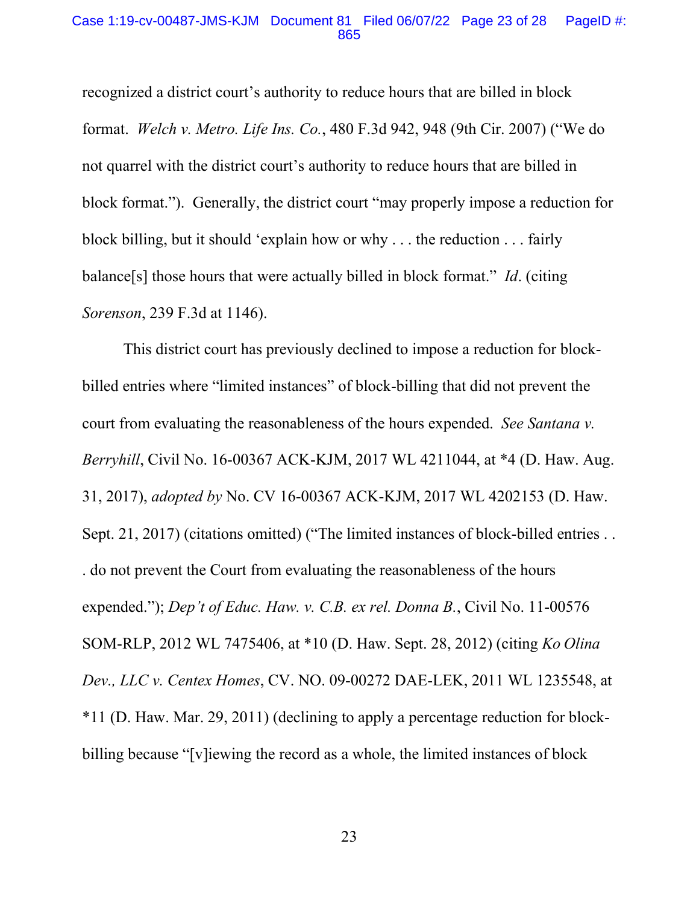recognized a district court's authority to reduce hours that are billed in block format. *Welch v. Metro. Life Ins. Co.*, 480 F.3d 942, 948 (9th Cir. 2007) ("We do not quarrel with the district court's authority to reduce hours that are billed in block format."). Generally, the district court "may properly impose a reduction for block billing, but it should 'explain how or why . . . the reduction . . . fairly balance[s] those hours that were actually billed in block format." *Id*. (citing *Sorenson*, 239 F.3d at 1146).

This district court has previously declined to impose a reduction for block-billed entries where "limited instances" of block-billing that did not prevent the court from evaluating the reasonableness of the hours expended. *See Santana v. Berryhill*, Civil No. 16-00367 ACK-KJM, 2017 WL 4211044, at *4 (D. Haw. Aug. 31, 2017), *adopted by* No. CV 16-00367 ACK-KJM, 2017 WL 4202153 (D. Haw. Sept. 21, 2017) (citations omitted) ("The limited instances of block-billed entries . . . do not prevent the Court from evaluating the reasonableness of the hours expended."); *Dep't of Educ. Haw. v. C.B. ex rel. Donna B.*, Civil No. 11-00576 SOM-RLP, 2012 WL 7475406, at *10 (D. Haw. Sept. 28, 2012) (citing *Ko Olina Dev., LLC v. Centex Homes*, CV. NO. 09-00272 DAE-LEK, 2011 WL 1235548, at *11 (D. Haw. Mar. 29, 2011) (declining to apply a percentage reduction for block-billing because "[v]iewing the record as a whole, the limited instances of block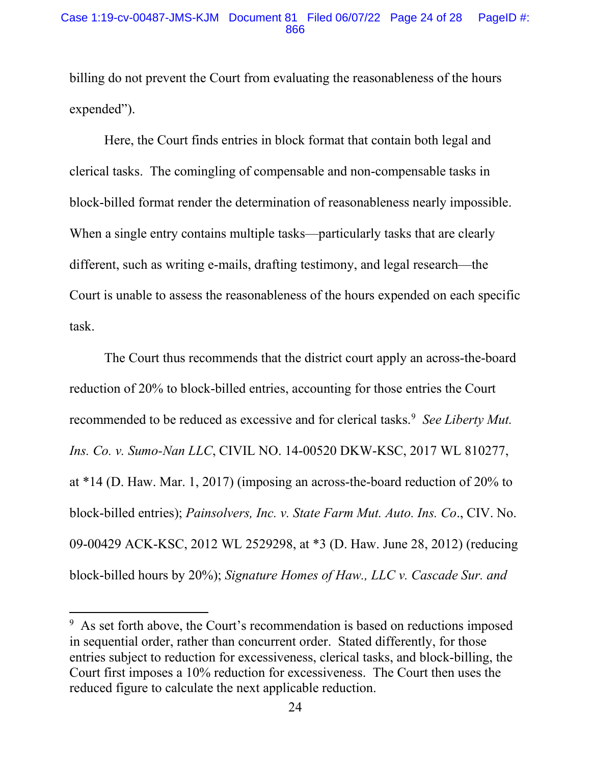billing do not prevent the Court from evaluating the reasonableness of the hours expended").

Here, the Court finds entries in block format that contain both legal and clerical tasks. The comingling of compensable and non-compensable tasks in block-billed format render the determination of reasonableness nearly impossible. When a single entry contains multiple tasks—particularly tasks that are clearly different, such as writing e-mails, drafting testimony, and legal research—the Court is unable to assess the reasonableness of the hours expended on each specific task.

The Court thus recommends that the district court apply an across-the-board reduction of 20% to block-billed entries, accounting for those entries the Court recommended to be reduced as excessive and for clerical tasks.[9] *See Liberty Mut. Ins. Co. v. Sumo-Nan LLC*, CIVIL NO. 14-00520 DKW-KSC, 2017 WL 810277, at *14 (D. Haw. Mar. 1, 2017) (imposing an across-the-board reduction of 20% to block-billed entries); *Painsolvers, Inc. v. State Farm Mut. Auto. Ins. Co*., CIV. No. 09-00429 ACK-KSC, 2012 WL 2529298, at *3 (D. Haw. June 28, 2012) (reducing block-billed hours by 20%); *Signature Homes of Haw., LLC v. Cascade Sur. and*

---

[9] As set forth above, the Court's recommendation is based on reductions imposed in sequential order, rather than concurrent order. Stated differently, for those entries subject to reduction for excessiveness, clerical tasks, and block-billing, the Court first imposes a 10% reduction for excessiveness. The Court then uses the reduced figure to calculate the next applicable reduction.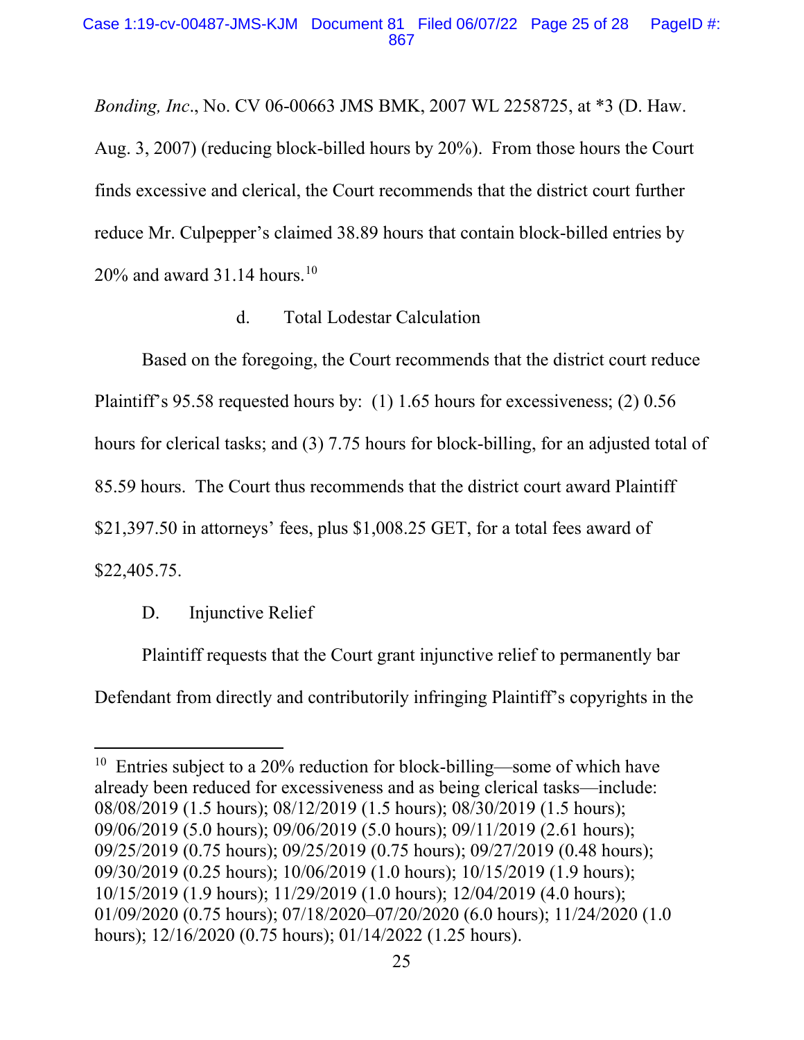*Bonding, Inc*., No. CV 06-00663 JMS BMK, 2007 WL 2258725, at *3 (D. Haw. Aug. 3, 2007) (reducing block-billed hours by 20%). From those hours the Court finds excessive and clerical, the Court recommends that the district court further reduce Mr. Culpepper's claimed 38.89 hours that contain block-billed entries by 20% and award 31.14 hours.[10]

d. Total Lodestar Calculation

Based on the foregoing, the Court recommends that the district court reduce Plaintiff's 95.58 requested hours by: (1) 1.65 hours for excessiveness; (2) 0.56 hours for clerical tasks; and (3) 7.75 hours for block-billing, for an adjusted total of 85.59 hours. The Court thus recommends that the district court award Plaintiff $21,397.50 in attorneys' fees, plus $1,008.25 GET, for a total fees award of $22,405.75.

D. Injunctive Relief

Plaintiff requests that the Court grant injunctive relief to permanently bar Defendant from directly and contributorily infringing Plaintiff's copyrights in the

---

[10] Entries subject to a 20% reduction for block-billing—some of which have already been reduced for excessiveness and as being clerical tasks—include: 08/08/2019 (1.5 hours); 08/12/2019 (1.5 hours); 08/30/2019 (1.5 hours); 09/06/2019 (5.0 hours); 09/06/2019 (5.0 hours); 09/11/2019 (2.61 hours); 09/25/2019 (0.75 hours); 09/25/2019 (0.75 hours); 09/27/2019 (0.48 hours); 09/30/2019 (0.25 hours); 10/06/2019 (1.0 hours); 10/15/2019 (1.9 hours); 10/15/2019 (1.9 hours); 11/29/2019 (1.0 hours); 12/04/2019 (4.0 hours); 01/09/2020 (0.75 hours); 07/18/2020–07/20/2020 (6.0 hours); 11/24/2020 (1.0 hours); 12/16/2020 (0.75 hours); 01/14/2022 (1.25 hours).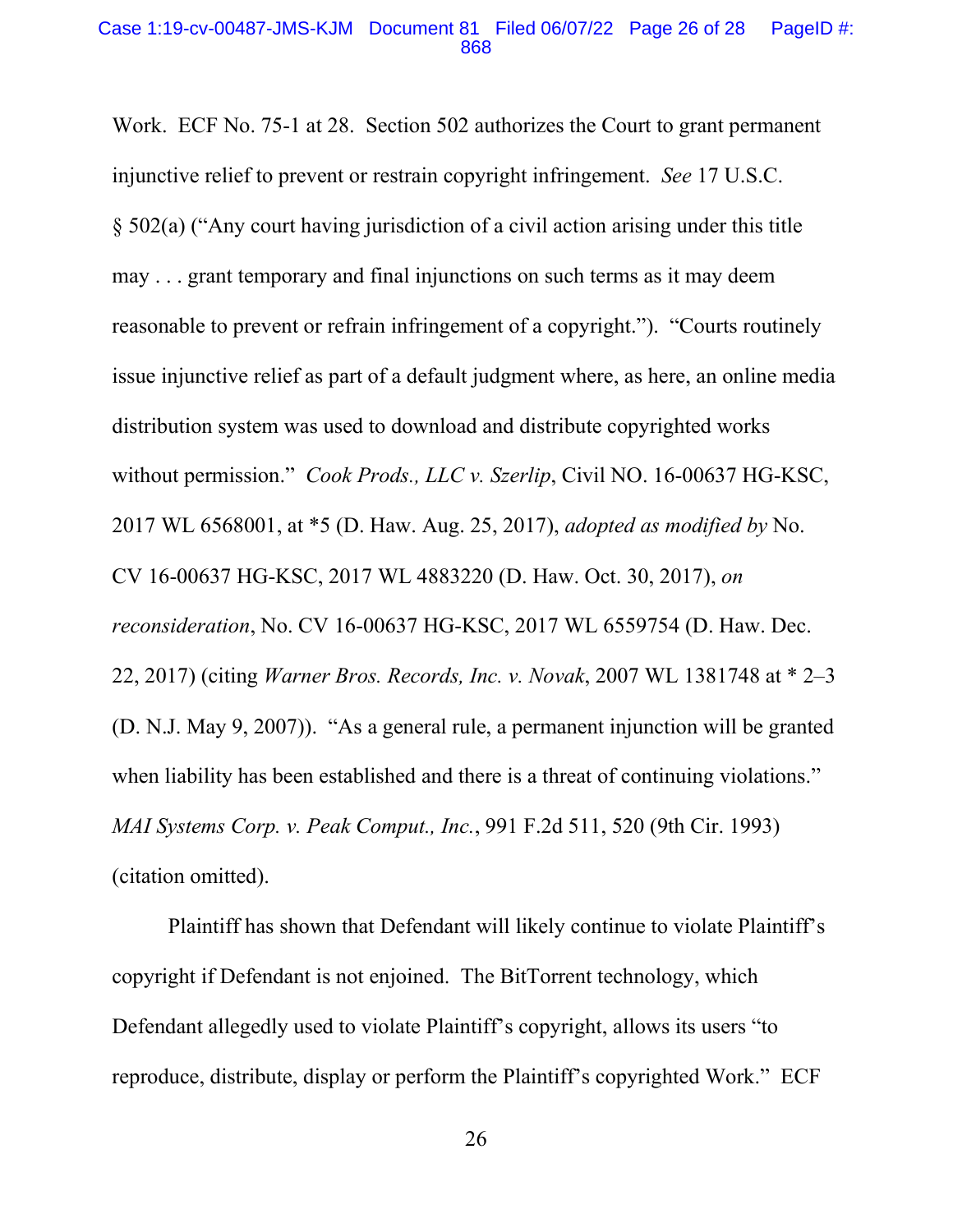Work. ECF No. 75-1 at 28. Section 502 authorizes the Court to grant permanent injunctive relief to prevent or restrain copyright infringement. *See* 17 U.S.C. § 502(a) ("Any court having jurisdiction of a civil action arising under this title may . . . grant temporary and final injunctions on such terms as it may deem reasonable to prevent or refrain infringement of a copyright."). "Courts routinely issue injunctive relief as part of a default judgment where, as here, an online media distribution system was used to download and distribute copyrighted works without permission." *Cook Prods., LLC v. Szerlip*, Civil NO. 16-00637 HG-KSC, 2017 WL 6568001, at *5 (D. Haw. Aug. 25, 2017), *adopted as modified by* No. CV 16-00637 HG-KSC, 2017 WL 4883220 (D. Haw. Oct. 30, 2017), *on reconsideration*, No. CV 16-00637 HG-KSC, 2017 WL 6559754 (D. Haw. Dec. 22, 2017) (citing *Warner Bros. Records, Inc. v. Novak*, 2007 WL 1381748 at * 2–3 (D. N.J. May 9, 2007)). "As a general rule, a permanent injunction will be granted when liability has been established and there is a threat of continuing violations." *MAI Systems Corp. v. Peak Comput., Inc.*, 991 F.2d 511, 520 (9th Cir. 1993) (citation omitted).

Plaintiff has shown that Defendant will likely continue to violate Plaintiff's copyright if Defendant is not enjoined. The BitTorrent technology, which Defendant allegedly used to violate Plaintiff's copyright, allows its users "to reproduce, distribute, display or perform the Plaintiff's copyrighted Work." ECF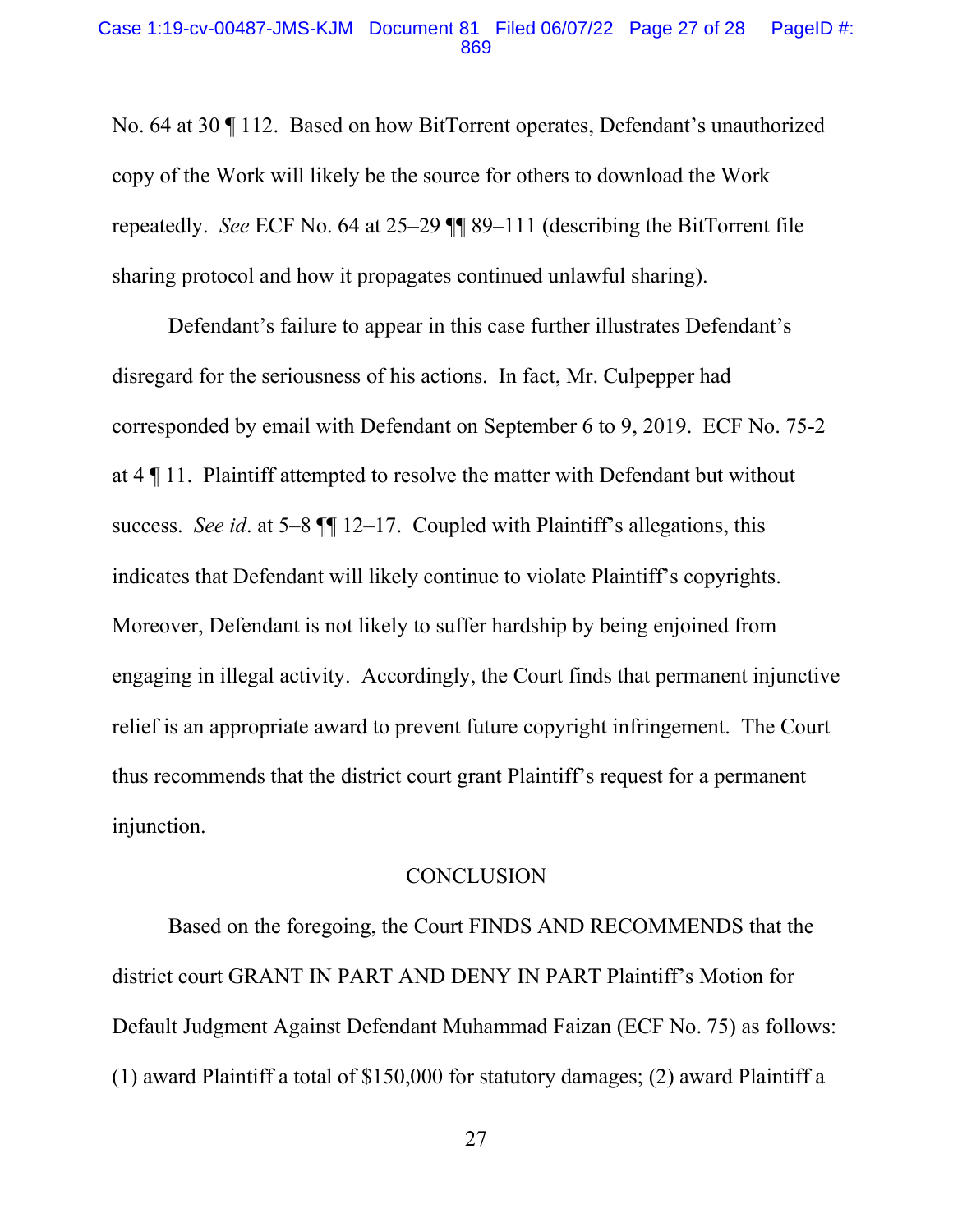No. 64 at 30 ¶ 112. Based on how BitTorrent operates, Defendant's unauthorized copy of the Work will likely be the source for others to download the Work repeatedly. *See* ECF No. 64 at 25–29 ¶¶ 89–111 (describing the BitTorrent file sharing protocol and how it propagates continued unlawful sharing).

Defendant's failure to appear in this case further illustrates Defendant's disregard for the seriousness of his actions. In fact, Mr. Culpepper had corresponded by email with Defendant on September 6 to 9, 2019. ECF No. 75-2 at 4 ¶ 11. Plaintiff attempted to resolve the matter with Defendant but without success. *See id*. at 5–8 ¶¶ 12–17. Coupled with Plaintiff's allegations, this indicates that Defendant will likely continue to violate Plaintiff's copyrights. Moreover, Defendant is not likely to suffer hardship by being enjoined from engaging in illegal activity. Accordingly, the Court finds that permanent injunctive relief is an appropriate award to prevent future copyright infringement. The Court thus recommends that the district court grant Plaintiff's request for a permanent injunction.

## CONCLUSION

Based on the foregoing, the Court FINDS AND RECOMMENDS that the district court GRANT IN PART AND DENY IN PART Plaintiff's Motion for Default Judgment Against Defendant Muhammad Faizan (ECF No. 75) as follows: (1) award Plaintiff a total of $150,000 for statutory damages; (2) award Plaintiff a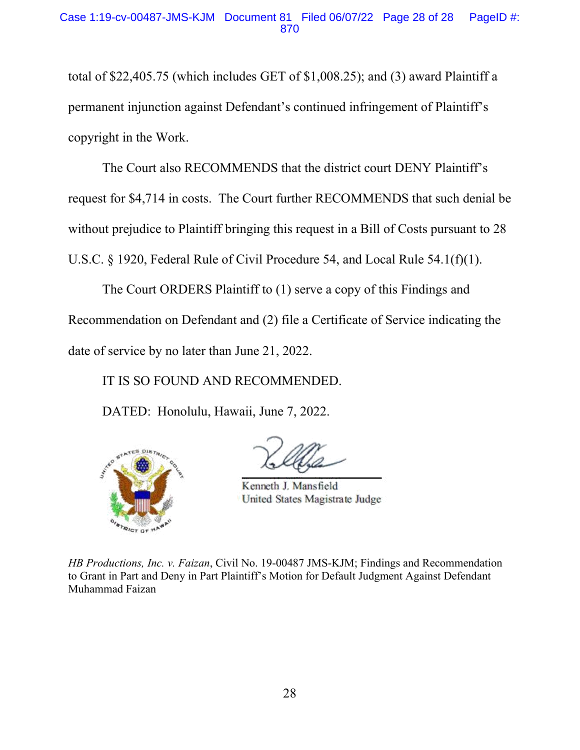total of $22,405.75 (which includes GET of $1,008.25); and (3) award Plaintiff a permanent injunction against Defendant's continued infringement of Plaintiff's copyright in the Work.

The Court also RECOMMENDS that the district court DENY Plaintiff's request for $4,714 in costs. The Court further RECOMMENDS that such denial be without prejudice to Plaintiff bringing this request in a Bill of Costs pursuant to 28 U.S.C. § 1920, Federal Rule of Civil Procedure 54, and Local Rule 54.1(f)(1).

The Court ORDERS Plaintiff to (1) serve a copy of this Findings and Recommendation on Defendant and (2) file a Certificate of Service indicating the date of service by no later than June 21, 2022.

IT IS SO FOUND AND RECOMMENDED.

DATED: Honolulu, Hawaii, June 7, 2022.

Kenneth J. Mansfield
United States Magistrate Judge

*HB Productions, Inc. v. Faizan*, Civil No. 19-00487 JMS-KJM; Findings and Recommendation to Grant in Part and Deny in Part Plaintiff's Motion for Default Judgment Against Defendant Muhammad Faizan